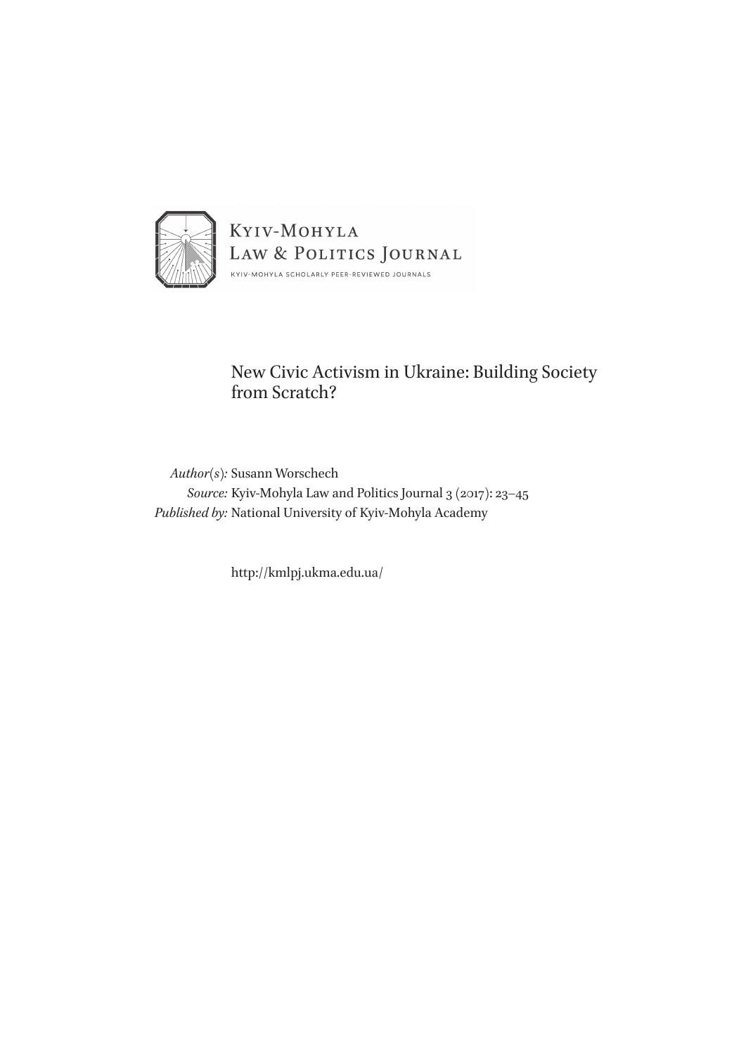Kyiv-Mohyla
Law & Politics Journal
Kyiv-Mohyla Scholarly Peer-Reviewed Journals

# New Civic Activism in Ukraine: Building Society from Scratch?

*Author(s):* Susann Worschech
*Source:* Kyiv-Mohyla Law and Politics Journal 3 (2017): 23–45
*Published by:* National University of Kyiv-Mohyla Academy

http://kmlpj.ukma.edu.ua/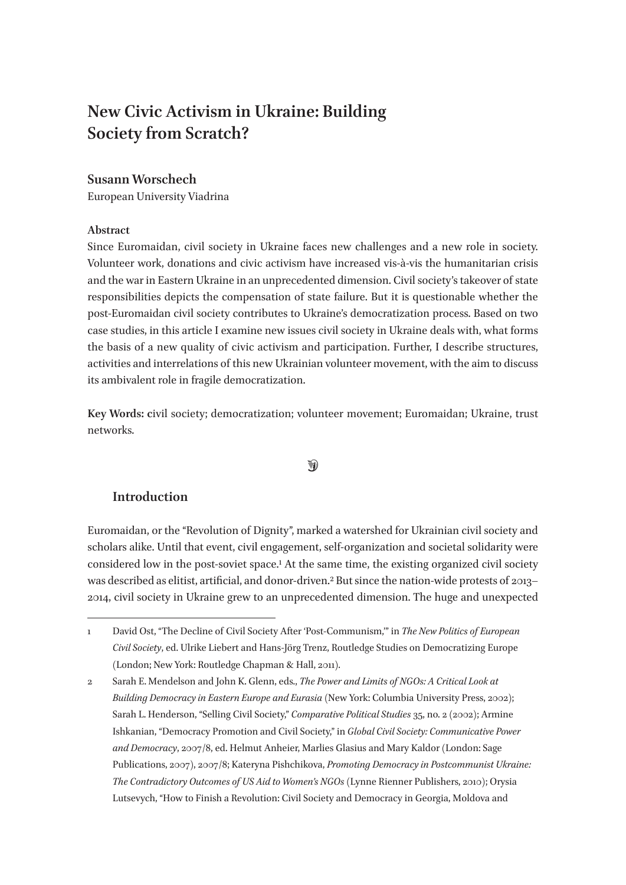# New Civic Activism in Ukraine: Building Society from Scratch?

**Susann Worschech**
European University Viadrina

**Abstract**
Since Euromaidan, civil society in Ukraine faces new challenges and a new role in society. Volunteer work, donations and civic activism have increased vis-à-vis the humanitarian crisis and the war in Eastern Ukraine in an unprecedented dimension. Civil society's takeover of state responsibilities depicts the compensation of state failure. But it is questionable whether the post-Euromaidan civil society contributes to Ukraine's democratization process. Based on two case studies, in this article I examine new issues civil society in Ukraine deals with, what forms the basis of a new quality of civic activism and participation. Further, I describe structures, activities and interrelations of this new Ukrainian volunteer movement, with the aim to discuss its ambivalent role in fragile democratization.

**Key Words:** **c**ivil society; democratization; volunteer movement; Euromaidan; Ukraine, trust networks.

## Introduction

Euromaidan, or the "Revolution of Dignity", marked a watershed for Ukrainian civil society and scholars alike. Until that event, civil engagement, self-organization and societal solidarity were considered low in the post-soviet space.[1] At the same time, the existing organized civil society was described as elitist, artificial, and donor-driven.[2] But since the nation-wide protests of 2013–2014, civil society in Ukraine grew to an unprecedented dimension. The huge and unexpected

1 David Ost, "The Decline of Civil Society After 'Post-Communism,'" in *The New Politics of European Civil Society*, ed. Ulrike Liebert and Hans-Jörg Trenz, Routledge Studies on Democratizing Europe (London; New York: Routledge Chapman & Hall, 2011).

2 Sarah E. Mendelson and John K. Glenn, eds., *The Power and Limits of NGOs: A Critical Look at Building Democracy in Eastern Europe and Eurasia* (New York: Columbia University Press, 2002); Sarah L. Henderson, "Selling Civil Society," *Comparative Political Studies* 35, no. 2 (2002); Armine Ishkanian, "Democracy Promotion and Civil Society," in *Global Civil Society: Communicative Power and Democracy*, 2007/8, ed. Helmut Anheier, Marlies Glasius and Mary Kaldor (London: Sage Publications, 2007), 2007/8; Kateryna Pishchikova, *Promoting Democracy in Postcommunist Ukraine: The Contradictory Outcomes of US Aid to Women's NGOs* (Lynne Rienner Publishers, 2010); Orysia Lutsevych, "How to Finish a Revolution: Civil Society and Democracy in Georgia, Moldova and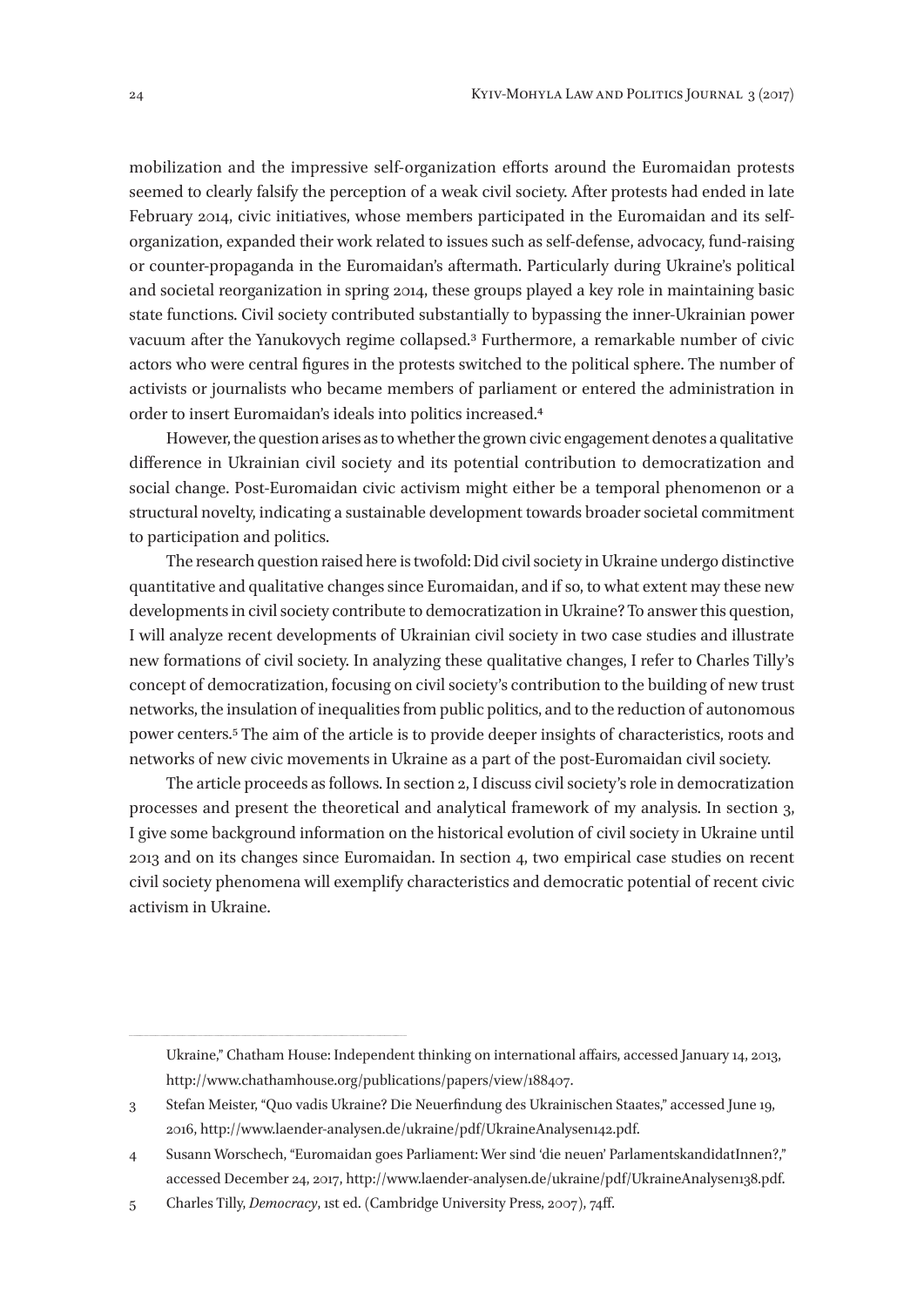mobilization and the impressive self-organization efforts around the Euromaidan protests seemed to clearly falsify the perception of a weak civil society. After protests had ended in late February 2014, civic initiatives, whose members participated in the Euromaidan and its self-organization, expanded their work related to issues such as self-defense, advocacy, fund-raising or counter-propaganda in the Euromaidan's aftermath. Particularly during Ukraine's political and societal reorganization in spring 2014, these groups played a key role in maintaining basic state functions. Civil society contributed substantially to bypassing the inner-Ukrainian power vacuum after the Yanukovych regime collapsed.[3] Furthermore, a remarkable number of civic actors who were central figures in the protests switched to the political sphere. The number of activists or journalists who became members of parliament or entered the administration in order to insert Euromaidan's ideals into politics increased.[4]

However, the question arises as to whether the grown civic engagement denotes a qualitative difference in Ukrainian civil society and its potential contribution to democratization and social change. Post-Euromaidan civic activism might either be a temporal phenomenon or a structural novelty, indicating a sustainable development towards broader societal commitment to participation and politics.

The research question raised here is twofold: Did civil society in Ukraine undergo distinctive quantitative and qualitative changes since Euromaidan, and if so, to what extent may these new developments in civil society contribute to democratization in Ukraine? To answer this question, I will analyze recent developments of Ukrainian civil society in two case studies and illustrate new formations of civil society. In analyzing these qualitative changes, I refer to Charles Tilly's concept of democratization, focusing on civil society's contribution to the building of new trust networks, the insulation of inequalities from public politics, and to the reduction of autonomous power centers.[5] The aim of the article is to provide deeper insights of characteristics, roots and networks of new civic movements in Ukraine as a part of the post-Euromaidan civil society.

The article proceeds as follows. In section 2, I discuss civil society's role in democratization processes and present the theoretical and analytical framework of my analysis. In section 3, I give some background information on the historical evolution of civil society in Ukraine until 2013 and on its changes since Euromaidan. In section 4, two empirical case studies on recent civil society phenomena will exemplify characteristics and democratic potential of recent civic activism in Ukraine.

---

Ukraine," Chatham House: Independent thinking on international affairs, accessed January 14, 2013, http://www.chathamhouse.org/publications/papers/view/188407.

3 Stefan Meister, "Quo vadis Ukraine? Die Neuerfindung des Ukrainischen Staates," accessed June 19, 2016, http://www.laender-analysen.de/ukraine/pdf/UkraineAnalysen142.pdf.

4 Susann Worschech, "Euromaidan goes Parliament: Wer sind 'die neuen' ParlamentskandidatInnen?," accessed December 24, 2017, http://www.laender-analysen.de/ukraine/pdf/UkraineAnalysen138.pdf.

5 Charles Tilly, *Democracy*, 1st ed. (Cambridge University Press, 2007), 74ff.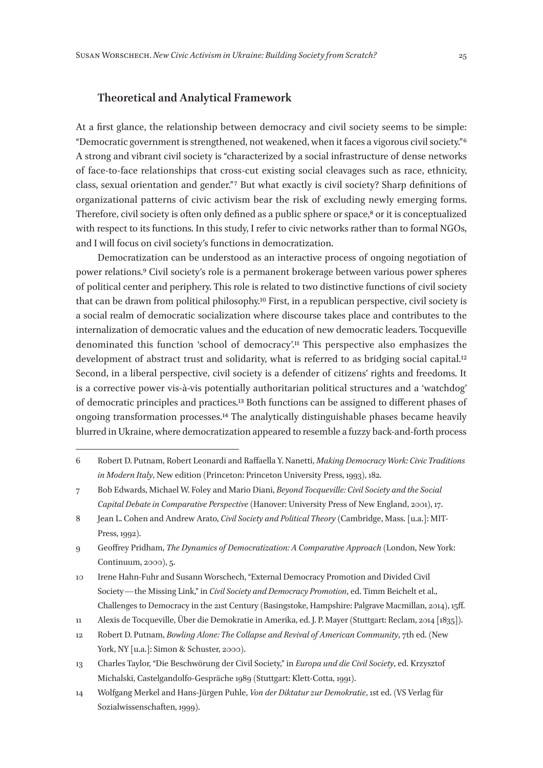## Theoretical and Analytical Framework

At a first glance, the relationship between democracy and civil society seems to be simple: "Democratic government is strengthened, not weakened, when it faces a vigorous civil society."[6] A strong and vibrant civil society is "characterized by a social infrastructure of dense networks of face-to-face relationships that cross-cut existing social cleavages such as race, ethnicity, class, sexual orientation and gender."[7] But what exactly is civil society? Sharp definitions of organizational patterns of civic activism bear the risk of excluding newly emerging forms. Therefore, civil society is often only defined as a public sphere or space,[8] or it is conceptualized with respect to its functions. In this study, I refer to civic networks rather than to formal NGOs, and I will focus on civil society's functions in democratization.

Democratization can be understood as an interactive process of ongoing negotiation of power relations.[9] Civil society's role is a permanent brokerage between various power spheres of political center and periphery. This role is related to two distinctive functions of civil society that can be drawn from political philosophy.[10] First, in a republican perspective, civil society is a social realm of democratic socialization where discourse takes place and contributes to the internalization of democratic values and the education of new democratic leaders. Tocqueville denominated this function 'school of democracy'.[11] This perspective also emphasizes the development of abstract trust and solidarity, what is referred to as bridging social capital.[12] Second, in a liberal perspective, civil society is a defender of citizens' rights and freedoms. It is a corrective power vis-à-vis potentially authoritarian political structures and a 'watchdog' of democratic principles and practices.[13] Both functions can be assigned to different phases of ongoing transformation processes.[14] The analytically distinguishable phases became heavily blurred in Ukraine, where democratization appeared to resemble a fuzzy back-and-forth process

---

6 Robert D. Putnam, Robert Leonardi and Raffaella Y. Nanetti, *Making Democracy Work: Civic Traditions in Modern Italy*, New edition (Princeton: Princeton University Press, 1993), 182.

7 Bob Edwards, Michael W. Foley and Mario Diani, *Beyond Tocqueville: Civil Society and the Social Capital Debate in Comparative Perspective* (Hanover: University Press of New England, 2001), 17.

8 Jean L. Cohen and Andrew Arato, *Civil Society and Political Theory* (Cambridge, Mass. [u.a.]: MIT-Press, 1992).

9 Geoffrey Pridham, *The Dynamics of Democratization: A Comparative Approach* (London, New York: Continuum, 2000), 5.

10 Irene Hahn-Fuhr and Susann Worschech, "External Democracy Promotion and Divided Civil Society—the Missing Link," in *Civil Society and Democracy Promotion*, ed. Timm Beichelt et al., Challenges to Democracy in the 21st Century (Basingstoke, Hampshire: Palgrave Macmillan, 2014), 15ff.

11 Alexis de Tocqueville, Über die Demokratie in Amerika, ed. J. P. Mayer (Stuttgart: Reclam, 2014 [1835]).

12 Robert D. Putnam, *Bowling Alone: The Collapse and Revival of American Community*, 7th ed. (New York, NY [u.a.]: Simon & Schuster, 2000).

13 Charles Taylor, "Die Beschwörung der Civil Society," in *Europa und die Civil Society*, ed. Krzysztof Michalski, Castelgandolfo-Gespräche 1989 (Stuttgart: Klett-Cotta, 1991).

14 Wolfgang Merkel and Hans-Jürgen Puhle, *Von der Diktatur zur Demokratie*, 1st ed. (VS Verlag für Sozialwissenschaften, 1999).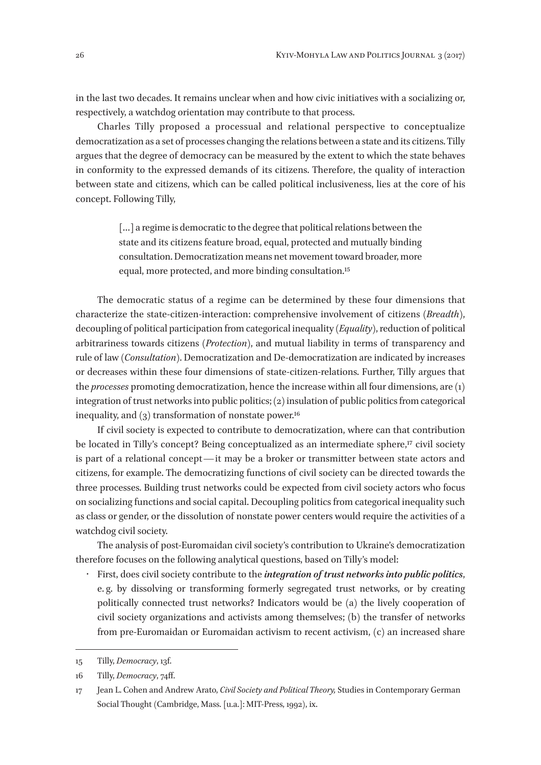in the last two decades. It remains unclear when and how civic initiatives with a socializing or, respectively, a watchdog orientation may contribute to that process.

Charles Tilly proposed a processual and relational perspective to conceptualize democratization as a set of processes changing the relations between a state and its citizens. Tilly argues that the degree of democracy can be measured by the extent to which the state behaves in conformity to the expressed demands of its citizens. Therefore, the quality of interaction between state and citizens, which can be called political inclusiveness, lies at the core of his concept. Following Tilly,

> […] a regime is democratic to the degree that political relations between the state and its citizens feature broad, equal, protected and mutually binding consultation. Democratization means net movement toward broader, more equal, more protected, and more binding consultation.[15]

The democratic status of a regime can be determined by these four dimensions that characterize the state-citizen-interaction: comprehensive involvement of citizens (*Breadth*), decoupling of political participation from categorical inequality (*Equality*), reduction of political arbitrariness towards citizens (*Protection*), and mutual liability in terms of transparency and rule of law (*Consultation*). Democratization and De-democratization are indicated by increases or decreases within these four dimensions of state-citizen-relations. Further, Tilly argues that the *processes* promoting democratization, hence the increase within all four dimensions, are (1) integration of trust networks into public politics; (2) insulation of public politics from categorical inequality, and (3) transformation of nonstate power.[16]

If civil society is expected to contribute to democratization, where can that contribution be located in Tilly's concept? Being conceptualized as an intermediate sphere,[17] civil society is part of a relational concept — it may be a broker or transmitter between state actors and citizens, for example. The democratizing functions of civil society can be directed towards the three processes. Building trust networks could be expected from civil society actors who focus on socializing functions and social capital. Decoupling politics from categorical inequality such as class or gender, or the dissolution of nonstate power centers would require the activities of a watchdog civil society.

The analysis of post-Euromaidan civil society's contribution to Ukraine's democratization therefore focuses on the following analytical questions, based on Tilly's model:

- First, does civil society contribute to the ***integration of trust networks into public politics***, e. g. by dissolving or transforming formerly segregated trust networks, or by creating politically connected trust networks? Indicators would be (a) the lively cooperation of civil society organizations and activists among themselves; (b) the transfer of networks from pre-Euromaidan or Euromaidan activism to recent activism, (c) an increased share

---

15 Tilly, *Democracy*, 13f.

16 Tilly, *Democracy*, 74ff.

17 Jean L. Cohen and Andrew Arato, *Civil Society and Political Theory,* Studies in Contemporary German Social Thought (Cambridge, Mass. [u.a.]: MIT-Press, 1992), ix.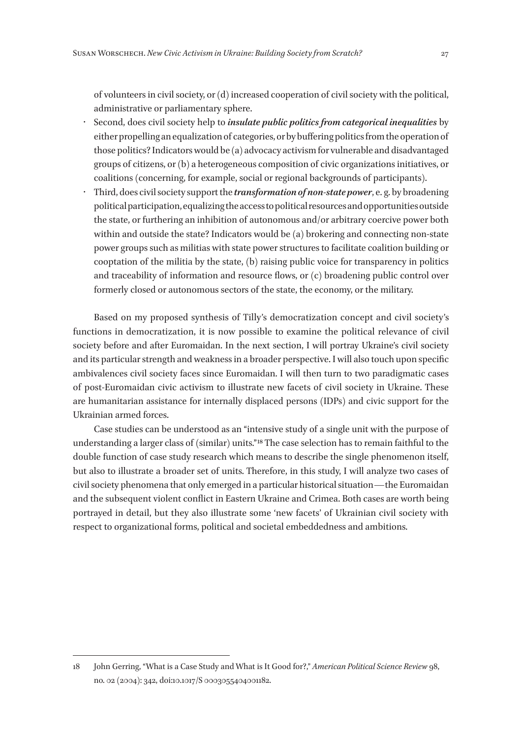of volunteers in civil society, or (d) increased cooperation of civil society with the political, administrative or parliamentary sphere.

- Second, does civil society help to ***insulate public politics from categorical inequalities*** by either propelling an equalization of categories, or by buffering politics from the operation of those politics? Indicators would be (a) advocacy activism for vulnerable and disadvantaged groups of citizens, or (b) a heterogeneous composition of civic organizations initiatives, or coalitions (concerning, for example, social or regional backgrounds of participants).
- Third, does civil society support the ***transformation of non-state power***, e. g. by broadening political participation, equalizing the access to political resources and opportunities outside the state, or furthering an inhibition of autonomous and/or arbitrary coercive power both within and outside the state? Indicators would be (a) brokering and connecting non-state power groups such as militias with state power structures to facilitate coalition building or cooptation of the militia by the state, (b) raising public voice for transparency in politics and traceability of information and resource flows, or (c) broadening public control over formerly closed or autonomous sectors of the state, the economy, or the military.

Based on my proposed synthesis of Tilly's democratization concept and civil society's functions in democratization, it is now possible to examine the political relevance of civil society before and after Euromaidan. In the next section, I will portray Ukraine's civil society and its particular strength and weakness in a broader perspective. I will also touch upon specific ambivalences civil society faces since Euromaidan. I will then turn to two paradigmatic cases of post-Euromaidan civic activism to illustrate new facets of civil society in Ukraine. These are humanitarian assistance for internally displaced persons (IDPs) and civic support for the Ukrainian armed forces.

Case studies can be understood as an "intensive study of a single unit with the purpose of understanding a larger class of (similar) units."[18] The case selection has to remain faithful to the double function of case study research which means to describe the single phenomenon itself, but also to illustrate a broader set of units. Therefore, in this study, I will analyze two cases of civil society phenomena that only emerged in a particular historical situation—the Euromaidan and the subsequent violent conflict in Eastern Ukraine and Crimea. Both cases are worth being portrayed in detail, but they also illustrate some 'new facets' of Ukrainian civil society with respect to organizational forms, political and societal embeddedness and ambitions.

---

18 John Gerring, "What is a Case Study and What is It Good for?," *American Political Science Review* 98, no. 02 (2004): 342, doi:10.1017/S 0003055404001182.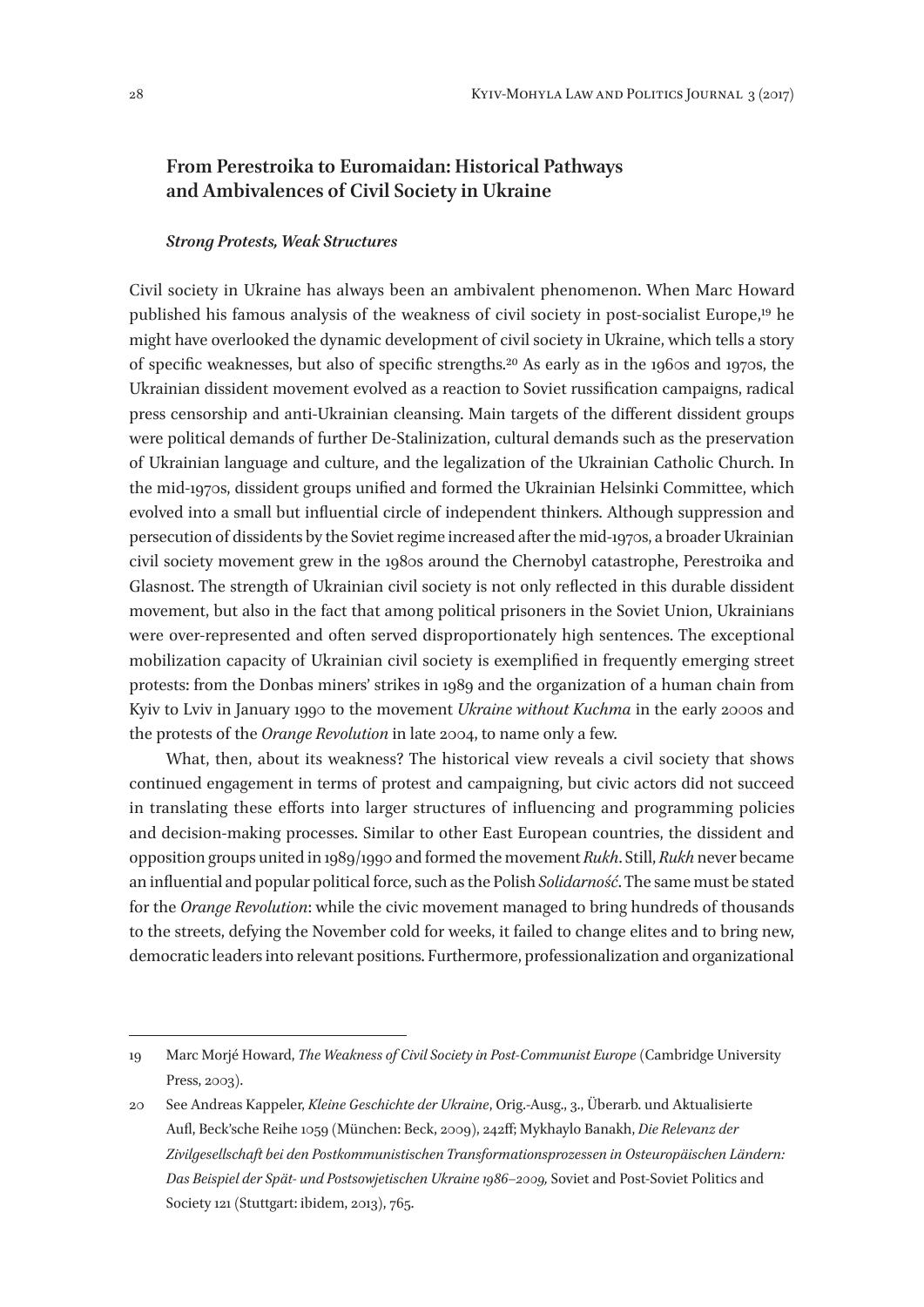## From Perestroika to Euromaidan: Historical Pathways and Ambivalences of Civil Society in Ukraine

### *Strong Protests, Weak Structures*

Civil society in Ukraine has always been an ambivalent phenomenon. When Marc Howard published his famous analysis of the weakness of civil society in post-socialist Europe,[19] he might have overlooked the dynamic development of civil society in Ukraine, which tells a story of specific weaknesses, but also of specific strengths.[20] As early as in the 1960s and 1970s, the Ukrainian dissident movement evolved as a reaction to Soviet russification campaigns, radical press censorship and anti-Ukrainian cleansing. Main targets of the different dissident groups were political demands of further De-Stalinization, cultural demands such as the preservation of Ukrainian language and culture, and the legalization of the Ukrainian Catholic Church. In the mid-1970s, dissident groups unified and formed the Ukrainian Helsinki Committee, which evolved into a small but influential circle of independent thinkers. Although suppression and persecution of dissidents by the Soviet regime increased after the mid-1970s, a broader Ukrainian civil society movement grew in the 1980s around the Chernobyl catastrophe, Perestroika and Glasnost. The strength of Ukrainian civil society is not only reflected in this durable dissident movement, but also in the fact that among political prisoners in the Soviet Union, Ukrainians were over-represented and often served disproportionately high sentences. The exceptional mobilization capacity of Ukrainian civil society is exemplified in frequently emerging street protests: from the Donbas miners' strikes in 1989 and the organization of a human chain from Kyiv to Lviv in January 1990 to the movement *Ukraine without Kuchma* in the early 2000s and the protests of the *Orange Revolution* in late 2004, to name only a few.

What, then, about its weakness? The historical view reveals a civil society that shows continued engagement in terms of protest and campaigning, but civic actors did not succeed in translating these efforts into larger structures of influencing and programming policies and decision-making processes. Similar to other East European countries, the dissident and opposition groups united in 1989/1990 and formed the movement *Rukh*. Still, *Rukh* never became an influential and popular political force, such as the Polish *Solidarność*. The same must be stated for the *Orange Revolution*: while the civic movement managed to bring hundreds of thousands to the streets, defying the November cold for weeks, it failed to change elites and to bring new, democratic leaders into relevant positions. Furthermore, professionalization and organizational

---

19 Marc Morjé Howard, *The Weakness of Civil Society in Post-Communist Europe* (Cambridge University Press, 2003).

20 See Andreas Kappeler, *Kleine Geschichte der Ukraine*, Orig.-Ausg., 3., Überarb. und Aktualisierte Aufl, Beck'sche Reihe 1059 (München: Beck, 2009), 242ff; Mykhaylo Banakh, *Die Relevanz der Zivilgesellschaft bei den Postkommunistischen Transformationsprozessen in Osteuropäischen Ländern: Das Beispiel der Spät- und Postsowjetischen Ukraine 1986–2009,* Soviet and Post-Soviet Politics and Society 121 (Stuttgart: ibidem, 2013), 765.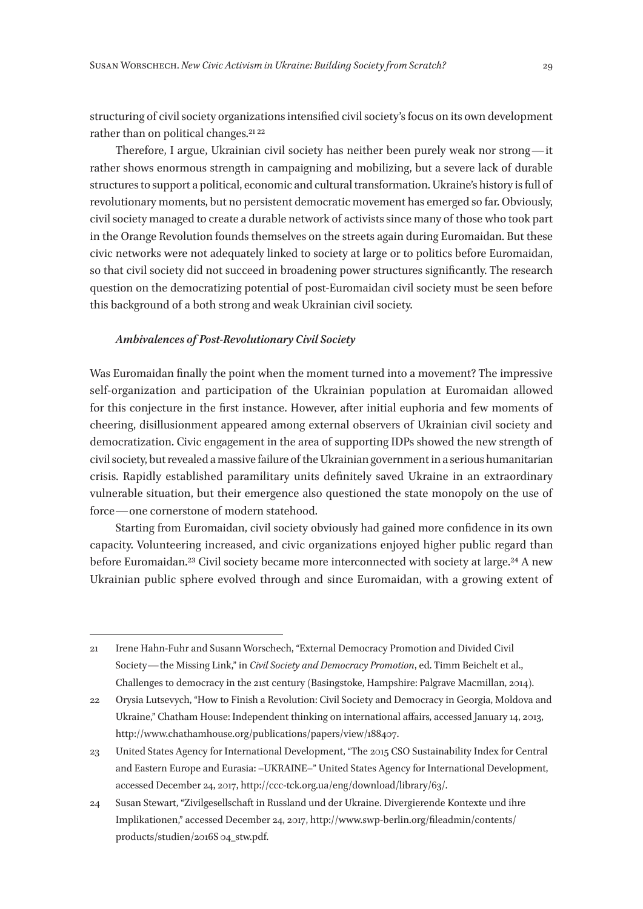structuring of civil society organizations intensified civil society's focus on its own development rather than on political changes.[21] [22]

Therefore, I argue, Ukrainian civil society has neither been purely weak nor strong — it rather shows enormous strength in campaigning and mobilizing, but a severe lack of durable structures to support a political, economic and cultural transformation. Ukraine's history is full of revolutionary moments, but no persistent democratic movement has emerged so far. Obviously, civil society managed to create a durable network of activists since many of those who took part in the Orange Revolution founds themselves on the streets again during Euromaidan. But these civic networks were not adequately linked to society at large or to politics before Euromaidan, so that civil society did not succeed in broadening power structures significantly. The research question on the democratizing potential of post-Euromaidan civil society must be seen before this background of a both strong and weak Ukrainian civil society.

### *Ambivalences of Post-Revolutionary Civil Society*

Was Euromaidan finally the point when the moment turned into a movement? The impressive self-organization and participation of the Ukrainian population at Euromaidan allowed for this conjecture in the first instance. However, after initial euphoria and few moments of cheering, disillusionment appeared among external observers of Ukrainian civil society and democratization. Civic engagement in the area of supporting IDPs showed the new strength of civil society, but revealed a massive failure of the Ukrainian government in a serious humanitarian crisis. Rapidly established paramilitary units definitely saved Ukraine in an extraordinary vulnerable situation, but their emergence also questioned the state monopoly on the use of force — one cornerstone of modern statehood.

Starting from Euromaidan, civil society obviously had gained more confidence in its own capacity. Volunteering increased, and civic organizations enjoyed higher public regard than before Euromaidan.[23] Civil society became more interconnected with society at large.[24] A new Ukrainian public sphere evolved through and since Euromaidan, with a growing extent of

---

21 Irene Hahn-Fuhr and Susann Worschech, "External Democracy Promotion and Divided Civil Society — the Missing Link," in *Civil Society and Democracy Promotion*, ed. Timm Beichelt et al., Challenges to democracy in the 21st century (Basingstoke, Hampshire: Palgrave Macmillan, 2014).

22 Orysia Lutsevych, "How to Finish a Revolution: Civil Society and Democracy in Georgia, Moldova and Ukraine," Chatham House: Independent thinking on international affairs, accessed January 14, 2013, http://www.chathamhouse.org/publications/papers/view/188407.

23 United States Agency for International Development, "The 2015 CSO Sustainability Index for Central and Eastern Europe and Eurasia: –UKRAINE–" United States Agency for International Development, accessed December 24, 2017, http://ccc-tck.org.ua/eng/download/library/63/.

24 Susan Stewart, "Zivilgesellschaft in Russland und der Ukraine. Divergierende Kontexte und ihre Implikationen," accessed December 24, 2017, http://www.swp-berlin.org/fileadmin/contents/products/studien/2016S 04_stw.pdf.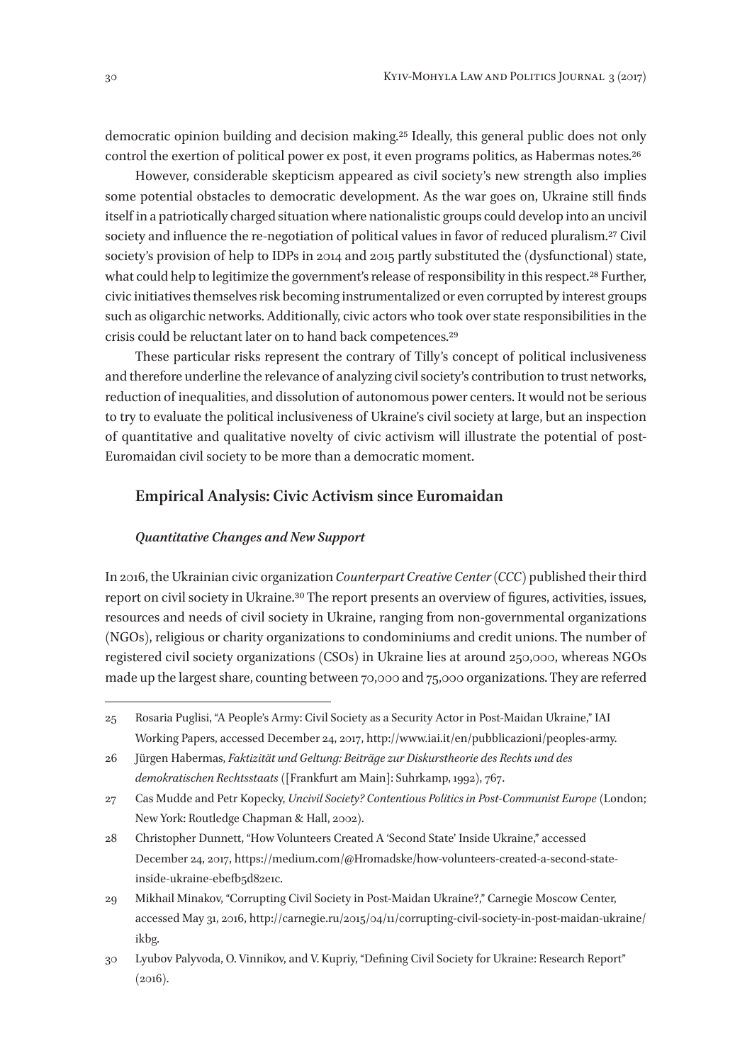democratic opinion building and decision making.[25] Ideally, this general public does not only control the exertion of political power ex post, it even programs politics, as Habermas notes.[26]

However, considerable skepticism appeared as civil society's new strength also implies some potential obstacles to democratic development. As the war goes on, Ukraine still finds itself in a patriotically charged situation where nationalistic groups could develop into an uncivil society and influence the re-negotiation of political values in favor of reduced pluralism.[27] Civil society's provision of help to IDPs in 2014 and 2015 partly substituted the (dysfunctional) state, what could help to legitimize the government's release of responsibility in this respect.[28] Further, civic initiatives themselves risk becoming instrumentalized or even corrupted by interest groups such as oligarchic networks. Additionally, civic actors who took over state responsibilities in the crisis could be reluctant later on to hand back competences.[29]

These particular risks represent the contrary of Tilly's concept of political inclusiveness and therefore underline the relevance of analyzing civil society's contribution to trust networks, reduction of inequalities, and dissolution of autonomous power centers. It would not be serious to try to evaluate the political inclusiveness of Ukraine's civil society at large, but an inspection of quantitative and qualitative novelty of civic activism will illustrate the potential of post-Euromaidan civil society to be more than a democratic moment.

## Empirical Analysis: Civic Activism since Euromaidan

### *Quantitative Changes and New Support*

In 2016, the Ukrainian civic organization *Counterpart Creative Center* (*CCC*) published their third report on civil society in Ukraine.[30] The report presents an overview of figures, activities, issues, resources and needs of civil society in Ukraine, ranging from non-governmental organizations (NGOs), religious or charity organizations to condominiums and credit unions. The number of registered civil society organizations (CSOs) in Ukraine lies at around 250,000, whereas NGOs made up the largest share, counting between 70,000 and 75,000 organizations. They are referred

---

25 Rosaria Puglisi, "A People's Army: Civil Society as a Security Actor in Post-Maidan Ukraine," IAI Working Papers, accessed December 24, 2017, http://www.iai.it/en/pubblicazioni/peoples-army.

26 Jürgen Habermas, *Faktizität und Geltung: Beiträge zur Diskurstheorie des Rechts und des demokratischen Rechtsstaats* ([Frankfurt am Main]: Suhrkamp, 1992), 767.

27 Cas Mudde and Petr Kopecky, *Uncivil Society? Contentious Politics in Post-Communist Europe* (London; New York: Routledge Chapman & Hall, 2002).

28 Christopher Dunnett, "How Volunteers Created A 'Second State' Inside Ukraine," accessed December 24, 2017, https://medium.com/@Hromadske/how-volunteers-created-a-second-state-inside-ukraine-ebefb5d82e1c.

29 Mikhail Minakov, "Corrupting Civil Society in Post-Maidan Ukraine?," Carnegie Moscow Center, accessed May 31, 2016, http://carnegie.ru/2015/04/11/corrupting-civil-society-in-post-maidan-ukraine/ikbg.

30 Lyubov Palyvoda, O. Vinnikov, and V. Kupriy, "Defining Civil Society for Ukraine: Research Report" (2016).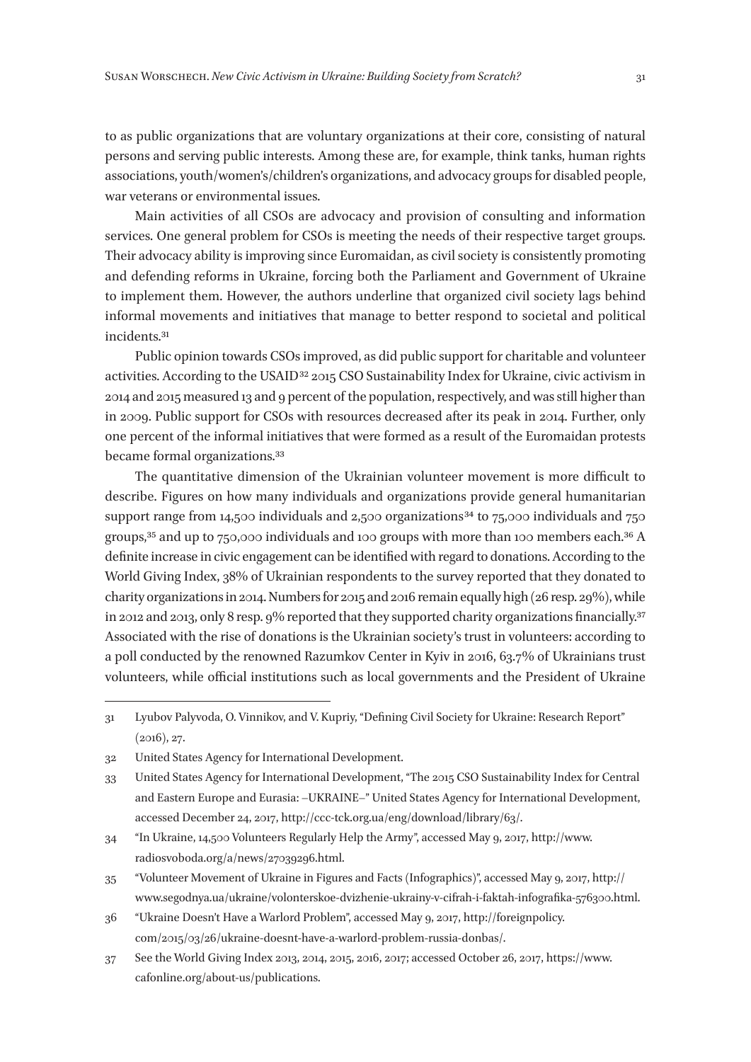to as public organizations that are voluntary organizations at their core, consisting of natural persons and serving public interests. Among these are, for example, think tanks, human rights associations, youth/women's/children's organizations, and advocacy groups for disabled people, war veterans or environmental issues.

Main activities of all CSOs are advocacy and provision of consulting and information services. One general problem for CSOs is meeting the needs of their respective target groups. Their advocacy ability is improving since Euromaidan, as civil society is consistently promoting and defending reforms in Ukraine, forcing both the Parliament and Government of Ukraine to implement them. However, the authors underline that organized civil society lags behind informal movements and initiatives that manage to better respond to societal and political incidents.[31]

Public opinion towards CSOs improved, as did public support for charitable and volunteer activities. According to the USAID[32] 2015 CSO Sustainability Index for Ukraine, civic activism in 2014 and 2015 measured 13 and 9 percent of the population, respectively, and was still higher than in 2009. Public support for CSOs with resources decreased after its peak in 2014. Further, only one percent of the informal initiatives that were formed as a result of the Euromaidan protests became formal organizations.[33]

The quantitative dimension of the Ukrainian volunteer movement is more difficult to describe. Figures on how many individuals and organizations provide general humanitarian support range from 14,500 individuals and 2,500 organizations[34] to 75,000 individuals and 750 groups,[35] and up to 750,000 individuals and 100 groups with more than 100 members each.[36] A definite increase in civic engagement can be identified with regard to donations. According to the World Giving Index, 38% of Ukrainian respondents to the survey reported that they donated to charity organizations in 2014. Numbers for 2015 and 2016 remain equally high (26 resp. 29%), while in 2012 and 2013, only 8 resp. 9% reported that they supported charity organizations financially.[37] Associated with the rise of donations is the Ukrainian society's trust in volunteers: according to a poll conducted by the renowned Razumkov Center in Kyiv in 2016, 63.7% of Ukrainians trust volunteers, while official institutions such as local governments and the President of Ukraine

---

31 Lyubov Palyvoda, O. Vinnikov, and V. Kupriy, "Defining Civil Society for Ukraine: Research Report" (2016), 27.

32 United States Agency for International Development.

33 United States Agency for International Development, "The 2015 CSO Sustainability Index for Central and Eastern Europe and Eurasia: –UKRAINE–" United States Agency for International Development, accessed December 24, 2017, http://ccc-tck.org.ua/eng/download/library/63/.

34 "In Ukraine, 14,500 Volunteers Regularly Help the Army", accessed May 9, 2017, http://www.radiosvoboda.org/a/news/27039296.html.

35 "Volunteer Movement of Ukraine in Figures and Facts (Infographics)", accessed May 9, 2017, http://www.segodnya.ua/ukraine/volonterskoe-dvizhenie-ukrainy-v-cifrah-i-faktah-infografika-576300.html.

36 "Ukraine Doesn't Have a Warlord Problem", accessed May 9, 2017, http://foreignpolicy.com/2015/03/26/ukraine-doesnt-have-a-warlord-problem-russia-donbas/.

37 See the World Giving Index 2013, 2014, 2015, 2016, 2017; accessed October 26, 2017, https://www.cafonline.org/about-us/publications.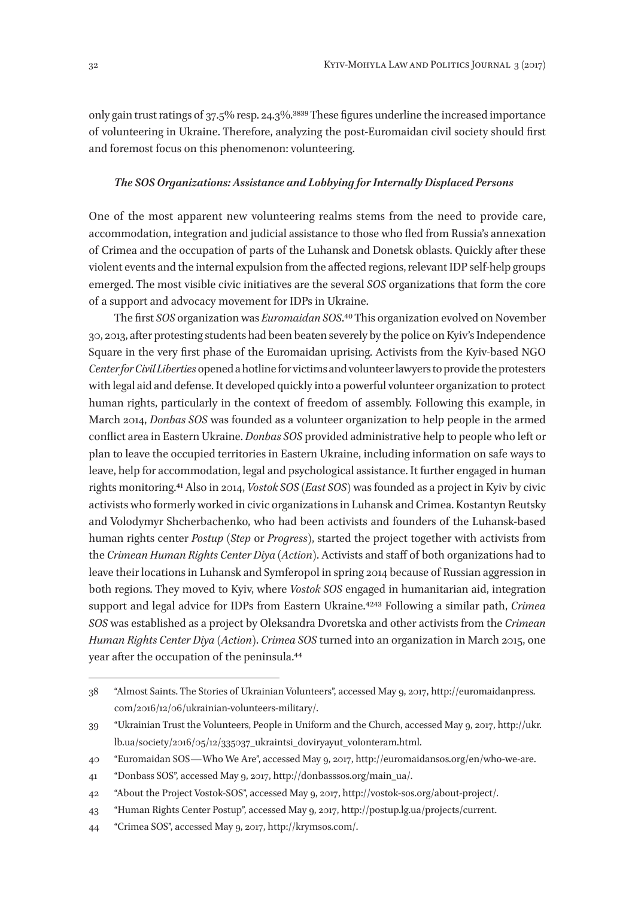only gain trust ratings of 37.5% resp. 24.3%.[38][39] These figures underline the increased importance of volunteering in Ukraine. Therefore, analyzing the post-Euromaidan civil society should first and foremost focus on this phenomenon: volunteering.

### *The SOS Organizations: Assistance and Lobbying for Internally Displaced Persons*

One of the most apparent new volunteering realms stems from the need to provide care, accommodation, integration and judicial assistance to those who fled from Russia's annexation of Crimea and the occupation of parts of the Luhansk and Donetsk oblasts. Quickly after these violent events and the internal expulsion from the affected regions, relevant IDP self-help groups emerged. The most visible civic initiatives are the several *SOS* organizations that form the core of a support and advocacy movement for IDPs in Ukraine.

The first *SOS* organization was *Euromaidan SOS*.[40] This organization evolved on November 30, 2013, after protesting students had been beaten severely by the police on Kyiv's Independence Square in the very first phase of the Euromaidan uprising. Activists from the Kyiv-based NGO *Center for Civil Liberties* opened a hotline for victims and volunteer lawyers to provide the protesters with legal aid and defense. It developed quickly into a powerful volunteer organization to protect human rights, particularly in the context of freedom of assembly. Following this example, in March 2014, *Donbas SOS* was founded as a volunteer organization to help people in the armed conflict area in Eastern Ukraine. *Donbas SOS* provided administrative help to people who left or plan to leave the occupied territories in Eastern Ukraine, including information on safe ways to leave, help for accommodation, legal and psychological assistance. It further engaged in human rights monitoring.[41] Also in 2014, *Vostok SOS* (*East SOS*) was founded as a project in Kyiv by civic activists who formerly worked in civic organizations in Luhansk and Crimea. Kostantyn Reutsky and Volodymyr Shcherbachenko, who had been activists and founders of the Luhansk-based human rights center *Postup* (*Step* or *Progress*), started the project together with activists from the *Crimean Human Rights Center Diya* (*Action*). Activists and staff of both organizations had to leave their locations in Luhansk and Symferopol in spring 2014 because of Russian aggression in both regions. They moved to Kyiv, where *Vostok SOS* engaged in humanitarian aid, integration support and legal advice for IDPs from Eastern Ukraine.[42][43] Following a similar path, *Crimea SOS* was established as a project by Oleksandra Dvoretska and other activists from the *Crimean Human Rights Center Diya* (*Action*). *Crimea SOS* turned into an organization in March 2015, one year after the occupation of the peninsula.[44]

---

38 "Almost Saints. The Stories of Ukrainian Volunteers", accessed May 9, 2017, http://euromaidanpress.com/2016/12/06/ukrainian-volunteers-military/.

39 "Ukrainian Trust the Volunteers, People in Uniform and the Church, accessed May 9, 2017, http://ukr.lb.ua/society/2016/05/12/335037_ukraintsi_doviryayut_volonteram.html.

40 "Euromaidan SOS — Who We Are", accessed May 9, 2017, http://euromaidansos.org/en/who-we-are.

41 "Donbass SOS", accessed May 9, 2017, http://donbasssos.org/main_ua/.

42 "About the Project Vostok-SOS", accessed May 9, 2017, http://vostok-sos.org/about-project/.

43 "Human Rights Center Postup", accessed May 9, 2017, http://postup.lg.ua/projects/current.

44 "Crimea SOS", accessed May 9, 2017, http://krymsos.com/.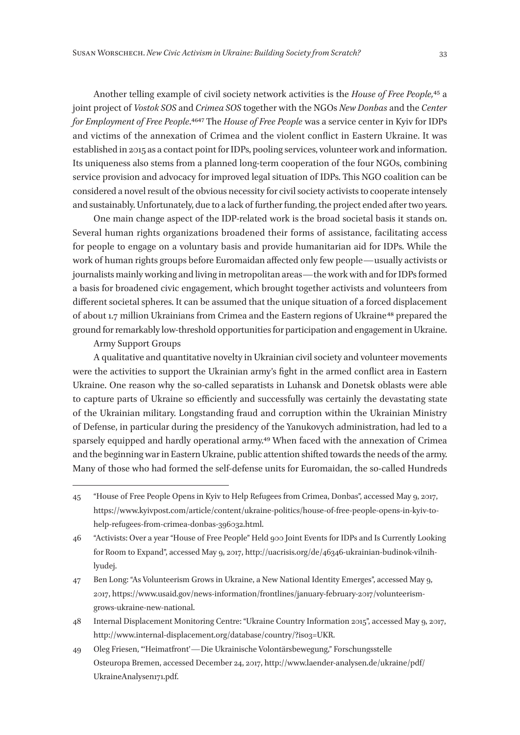Another telling example of civil society network activities is the *House of Free People,*[45] a joint project of *Vostok SOS* and *Crimea SOS* together with the NGOs *New Donbas* and the *Center for Employment of Free People*.[46][47] The *House of Free People* was a service center in Kyiv for IDPs and victims of the annexation of Crimea and the violent conflict in Eastern Ukraine. It was established in 2015 as a contact point for IDPs, pooling services, volunteer work and information. Its uniqueness also stems from a planned long-term cooperation of the four NGOs, combining service provision and advocacy for improved legal situation of IDPs. This NGO coalition can be considered a novel result of the obvious necessity for civil society activists to cooperate intensely and sustainably. Unfortunately, due to a lack of further funding, the project ended after two years.

One main change aspect of the IDP-related work is the broad societal basis it stands on. Several human rights organizations broadened their forms of assistance, facilitating access for people to engage on a voluntary basis and provide humanitarian aid for IDPs. While the work of human rights groups before Euromaidan affected only few people—usually activists or journalists mainly working and living in metropolitan areas—the work with and for IDPs formed a basis for broadened civic engagement, which brought together activists and volunteers from different societal spheres. It can be assumed that the unique situation of a forced displacement of about 1.7 million Ukrainians from Crimea and the Eastern regions of Ukraine[48] prepared the ground for remarkably low-threshold opportunities for participation and engagement in Ukraine.

Army Support Groups

A qualitative and quantitative novelty in Ukrainian civil society and volunteer movements were the activities to support the Ukrainian army's fight in the armed conflict area in Eastern Ukraine. One reason why the so-called separatists in Luhansk and Donetsk oblasts were able to capture parts of Ukraine so efficiently and successfully was certainly the devastating state of the Ukrainian military. Longstanding fraud and corruption within the Ukrainian Ministry of Defense, in particular during the presidency of the Yanukovych administration, had led to a sparsely equipped and hardly operational army.[49] When faced with the annexation of Crimea and the beginning war in Eastern Ukraine, public attention shifted towards the needs of the army. Many of those who had formed the self-defense units for Euromaidan, the so-called Hundreds

---

45 "House of Free People Opens in Kyiv to Help Refugees from Crimea, Donbas", accessed May 9, 2017, https://www.kyivpost.com/article/content/ukraine-politics/house-of-free-people-opens-in-kyiv-to-help-refugees-from-crimea-donbas-396032.html.

46 "Activists: Over a year "House of Free People" Held 900 Joint Events for IDPs and Is Currently Looking for Room to Expand", accessed May 9, 2017, http://uacrisis.org/de/46346-ukrainian-budinok-vilnih-lyudej.

47 Ben Long: "As Volunteerism Grows in Ukraine, a New National Identity Emerges", accessed May 9, 2017, https://www.usaid.gov/news-information/frontlines/january-february-2017/volunteerism-grows-ukraine-new-national.

48 Internal Displacement Monitoring Centre: "Ukraine Country Information 2015", accessed May 9, 2017, http://www.internal-displacement.org/database/country/?iso3=UKR.

49 Oleg Friesen, "'Heimatfront'—Die Ukrainische Volontärsbewegung," Forschungsstelle Osteuropa Bremen, accessed December 24, 2017, http://www.laender-analysen.de/ukraine/pdf/UkraineAnalysen171.pdf.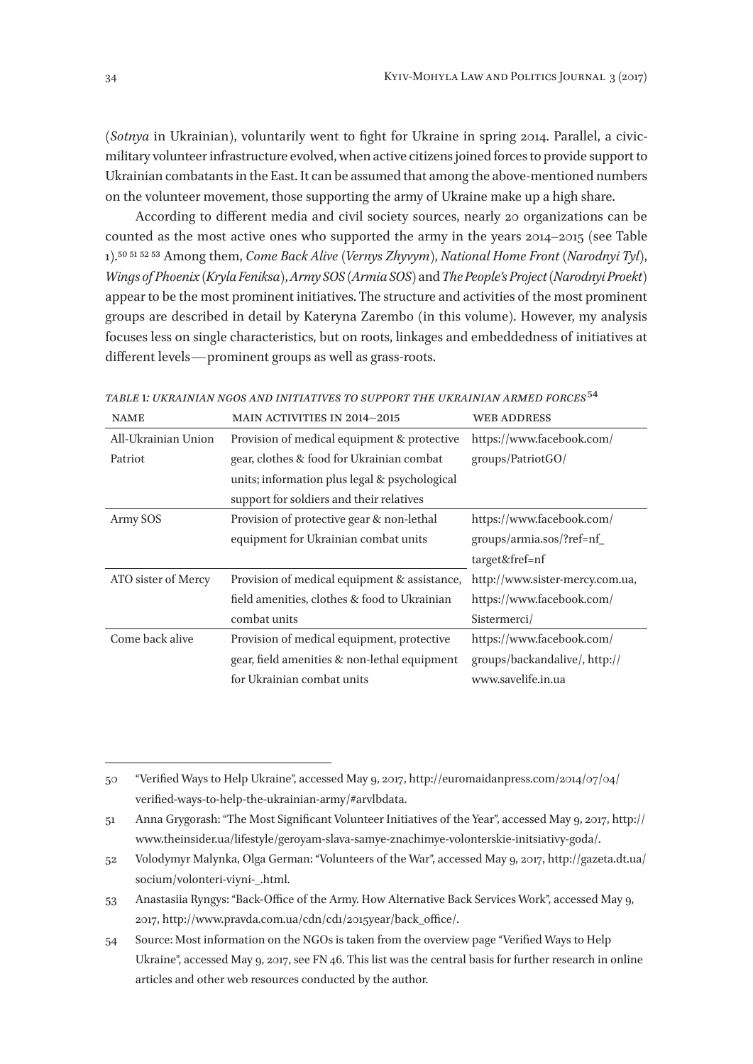(*Sotnya* in Ukrainian), voluntarily went to fight for Ukraine in spring 2014. Parallel, a civic-military volunteer infrastructure evolved, when active citizens joined forces to provide support to Ukrainian combatants in the East. It can be assumed that among the above-mentioned numbers on the volunteer movement, those supporting the army of Ukraine make up a high share.

According to different media and civil society sources, nearly 20 organizations can be counted as the most active ones who supported the army in the years 2014–2015 (see Table 1).[50] [51] [52] [53] Among them, *Come Back Alive* (*Vernys Zhyvym*), *National Home Front* (*Narodnyi Tyl*), *Wings of Phoenix* (*Kryla Feniksa*), *Army SOS* (*Armia SOS*) and *The People's Project* (*Narodnyi Proekt*) appear to be the most prominent initiatives. The structure and activities of the most prominent groups are described in detail by Kateryna Zarembo (in this volume). However, my analysis focuses less on single characteristics, but on roots, linkages and embeddedness of initiatives at different levels—prominent groups as well as grass-roots.

*TABLE 1: UKRAINIAN NGOS AND INITIATIVES TO SUPPORT THE UKRAINIAN ARMED FORCES*[54]

| NAME | MAIN ACTIVITIES IN 2014–2015 | WEB ADDRESS |
|---|---|---|
| All-Ukrainian Union Patriot | Provision of medical equipment & protective gear, clothes & food for Ukrainian combat units; information plus legal & psychological support for soldiers and their relatives | https://www.facebook.com/groups/PatriotGO/ |
| Army SOS | Provision of protective gear & non-lethal equipment for Ukrainian combat units | https://www.facebook.com/groups/armia.sos/?ref=nf_target&fref=nf |
| ATO sister of Mercy | Provision of medical equipment & assistance, field amenities, clothes & food to Ukrainian combat units | http://www.sister-mercy.com.ua, https://www.facebook.com/Sistermerci/ |
| Come back alive | Provision of medical equipment, protective gear, field amenities & non-lethal equipment for Ukrainian combat units | https://www.facebook.com/groups/backandalive/, http://www.savelife.in.ua |

---

50 "Verified Ways to Help Ukraine", accessed May 9, 2017, http://euromaidanpress.com/2014/07/04/verified-ways-to-help-the-ukrainian-army/#arvlbdata.

51 Anna Grygorash: "The Most Significant Volunteer Initiatives of the Year", accessed May 9, 2017, http://www.theinsider.ua/lifestyle/geroyam-slava-samye-znachimye-volonterskie-initsiativy-goda/.

52 Volodymyr Malynka, Olga German: "Volunteers of the War", accessed May 9, 2017, http://gazeta.dt.ua/socium/volonteri-viyni-_.html.

53 Anastasiia Ryngys: "Back-Office of the Army. How Alternative Back Services Work", accessed May 9, 2017, http://www.pravda.com.ua/cdn/cd1/2015year/back_office/.

54 Source: Most information on the NGOs is taken from the overview page "Verified Ways to Help Ukraine", accessed May 9, 2017, see FN 46. This list was the central basis for further research in online articles and other web resources conducted by the author.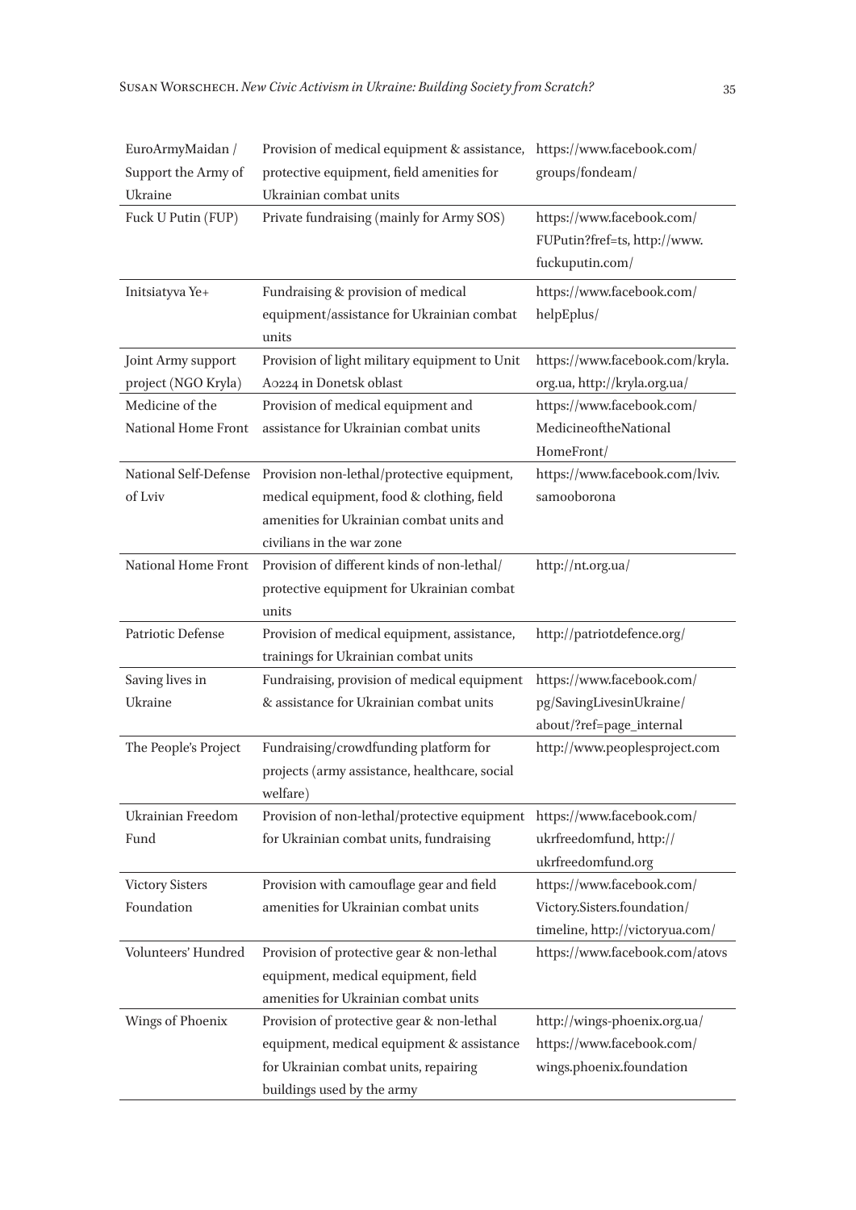| | | |
|---|---|---|
| EuroArmyMaidan / Support the Army of Ukraine | Provision of medical equipment & assistance, protective equipment, field amenities for Ukrainian combat units | https://www.facebook.com/groups/fondeam/ |
| Fuck U Putin (FUP) | Private fundraising (mainly for Army SOS) | https://www.facebook.com/FUPutin?fref=ts, http://www.fuckuputin.com/ |
| Initsiatyva Ye+ | Fundraising & provision of medical equipment/assistance for Ukrainian combat units | https://www.facebook.com/helpEplus/ |
| Joint Army support project (NGO Kryla) | Provision of light military equipment to Unit A0224 in Donetsk oblast | https://www.facebook.com/kryla.org.ua, http://kryla.org.ua/ |
| Medicine of the National Home Front | Provision of medical equipment and assistance for Ukrainian combat units | https://www.facebook.com/MedicineoftheNationalHomeFront/ |
| National Self-Defense of Lviv | Provision non-lethal/protective equipment, medical equipment, food & clothing, field amenities for Ukrainian combat units and civilians in the war zone | https://www.facebook.com/lviv.samooborona |
| National Home Front | Provision of different kinds of non-lethal/protective equipment for Ukrainian combat units | http://nt.org.ua/ |
| Patriotic Defense | Provision of medical equipment, assistance, trainings for Ukrainian combat units | http://patriotdefence.org/ |
| Saving lives in Ukraine | Fundraising, provision of medical equipment & assistance for Ukrainian combat units | https://www.facebook.com/pg/SavingLivesinUkraine/about/?ref=page_internal |
| The People's Project | Fundraising/crowdfunding platform for projects (army assistance, healthcare, social welfare) | http://www.peoplesproject.com |
| Ukrainian Freedom Fund | Provision of non-lethal/protective equipment for Ukrainian combat units, fundraising | https://www.facebook.com/ukrfreedomfund, http://ukrfreedomfund.org |
| Victory Sisters Foundation | Provision with camouflage gear and field amenities for Ukrainian combat units | https://www.facebook.com/Victory.Sisters.foundation/timeline, http://victoryua.com/ |
| Volunteers' Hundred | Provision of protective gear & non-lethal equipment, medical equipment, field amenities for Ukrainian combat units | https://www.facebook.com/atovs |
| Wings of Phoenix | Provision of protective gear & non-lethal equipment, medical equipment & assistance for Ukrainian combat units, repairing buildings used by the army | http://wings-phoenix.org.ua/ https://www.facebook.com/wings.phoenix.foundation |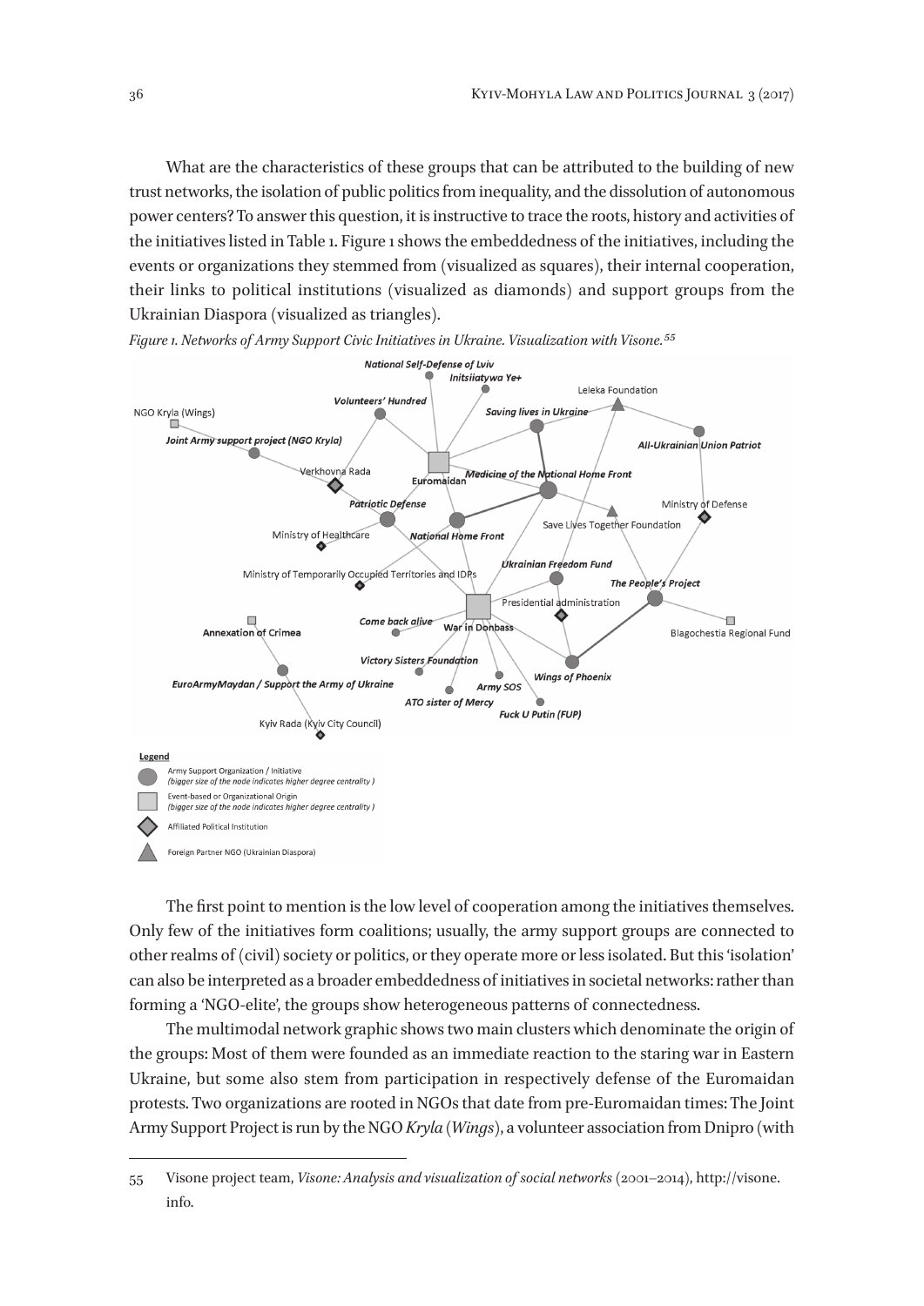What are the characteristics of these groups that can be attributed to the building of new trust networks, the isolation of public politics from inequality, and the dissolution of autonomous power centers? To answer this question, it is instructive to trace the roots, history and activities of the initiatives listed in Table 1. Figure 1 shows the embeddedness of the initiatives, including the events or organizations they stemmed from (visualized as squares), their internal cooperation, their links to political institutions (visualized as diamonds) and support groups from the Ukrainian Diaspora (visualized as triangles).

*Figure 1. Networks of Army Support Civic Initiatives in Ukraine. Visualization with Visone.*[55]

The first point to mention is the low level of cooperation among the initiatives themselves. Only few of the initiatives form coalitions; usually, the army support groups are connected to other realms of (civil) society or politics, or they operate more or less isolated. But this 'isolation' can also be interpreted as a broader embeddedness of initiatives in societal networks: rather than forming a 'NGO-elite', the groups show heterogeneous patterns of connectedness.

The multimodal network graphic shows two main clusters which denominate the origin of the groups: Most of them were founded as an immediate reaction to the staring war in Eastern Ukraine, but some also stem from participation in respectively defense of the Euromaidan protests. Two organizations are rooted in NGOs that date from pre-Euromaidan times: The Joint Army Support Project is run by the NGO *Kryla* (*Wings*), a volunteer association from Dnipro (with

55 Visone project team, *Visone: Analysis and visualization of social networks* (2001–2014), http://visone.info.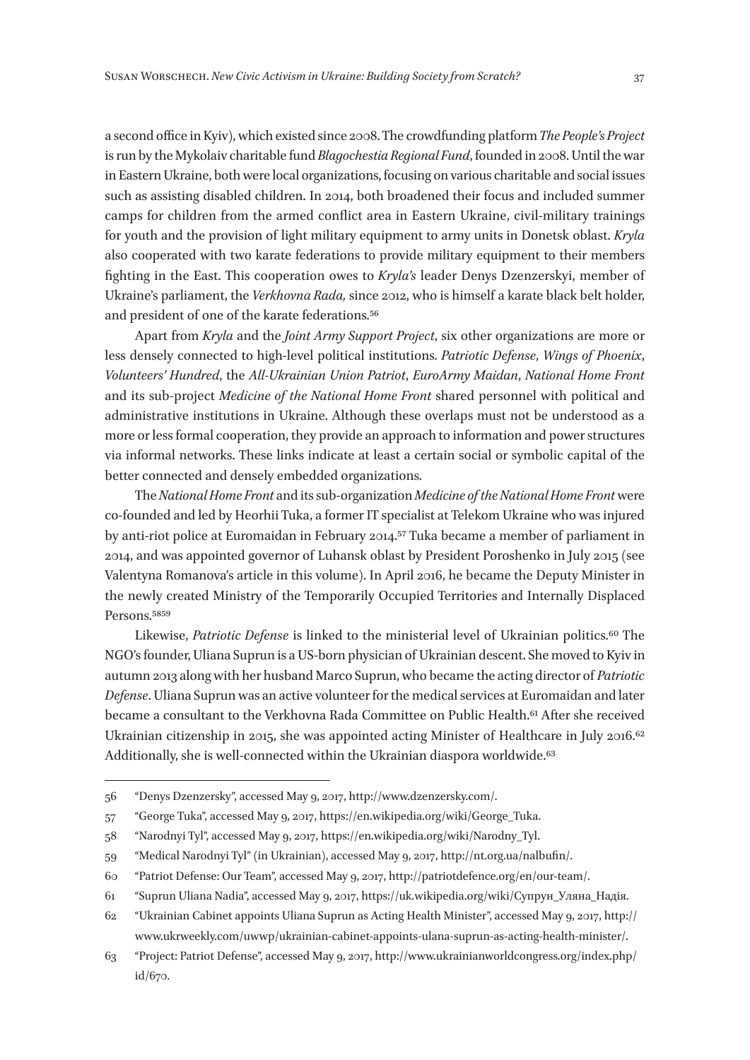a second office in Kyiv), which existed since 2008. The crowdfunding platform *The People's Project* is run by the Mykolaiv charitable fund *Blagochestia Regional Fund*, founded in 2008. Until the war in Eastern Ukraine, both were local organizations, focusing on various charitable and social issues such as assisting disabled children. In 2014, both broadened their focus and included summer camps for children from the armed conflict area in Eastern Ukraine, civil-military trainings for youth and the provision of light military equipment to army units in Donetsk oblast. *Kryla* also cooperated with two karate federations to provide military equipment to their members fighting in the East. This cooperation owes to *Kryla's* leader Denys Dzenzerskyi, member of Ukraine's parliament, the *Verkhovna Rada,* since 2012, who is himself a karate black belt holder, and president of one of the karate federations.[56]

Apart from *Kryla* and the *Joint Army Support Project*, six other organizations are more or less densely connected to high-level political institutions. *Patriotic Defense*, *Wings of Phoenix*, *Volunteers' Hundred*, the *All-Ukrainian Union Patriot*, *EuroArmy Maidan*, *National Home Front* and its sub-project *Medicine of the National Home Front* shared personnel with political and administrative institutions in Ukraine. Although these overlaps must not be understood as a more or less formal cooperation, they provide an approach to information and power structures via informal networks. These links indicate at least a certain social or symbolic capital of the better connected and densely embedded organizations.

The *National Home Front* and its sub-organization *Medicine of the National Home Front* were co-founded and led by Heorhii Tuka, a former IT specialist at Telekom Ukraine who was injured by anti-riot police at Euromaidan in February 2014.[57] Tuka became a member of parliament in 2014, and was appointed governor of Luhansk oblast by President Poroshenko in July 2015 (see Valentyna Romanova's article in this volume). In April 2016, he became the Deputy Minister in the newly created Ministry of the Temporarily Occupied Territories and Internally Displaced Persons.[58][59]

Likewise, *Patriotic Defense* is linked to the ministerial level of Ukrainian politics.[60] The NGO's founder, Uliana Suprun is a US-born physician of Ukrainian descent. She moved to Kyiv in autumn 2013 along with her husband Marco Suprun, who became the acting director of *Patriotic Defense*. Uliana Suprun was an active volunteer for the medical services at Euromaidan and later became a consultant to the Verkhovna Rada Committee on Public Health.[61] After she received Ukrainian citizenship in 2015, she was appointed acting Minister of Healthcare in July 2016.[62] Additionally, she is well-connected within the Ukrainian diaspora worldwide.[63]

---

56 "Denys Dzenzersky", accessed May 9, 2017, http://www.dzenzersky.com/.

57 "George Tuka", accessed May 9, 2017, https://en.wikipedia.org/wiki/George_Tuka.

58 "Narodnyi Tyl", accessed May 9, 2017, https://en.wikipedia.org/wiki/Narodny_Tyl.

59 "Medical Narodnyi Tyl" (in Ukrainian), accessed May 9, 2017, http://nt.org.ua/nalbufin/.

60 "Patriot Defense: Our Team", accessed May 9, 2017, http://patriotdefence.org/en/our-team/.

61 "Suprun Uliana Nadia", accessed May 9, 2017, https://uk.wikipedia.org/wiki/Супрун_Уляна_Надія.

62 "Ukrainian Cabinet appoints Uliana Suprun as Acting Health Minister", accessed May 9, 2017, http://www.ukrweekly.com/uwwp/ukrainian-cabinet-appoints-ulana-suprun-as-acting-health-minister/.

63 "Project: Patriot Defense", accessed May 9, 2017, http://www.ukrainianworldcongress.org/index.php/id/670.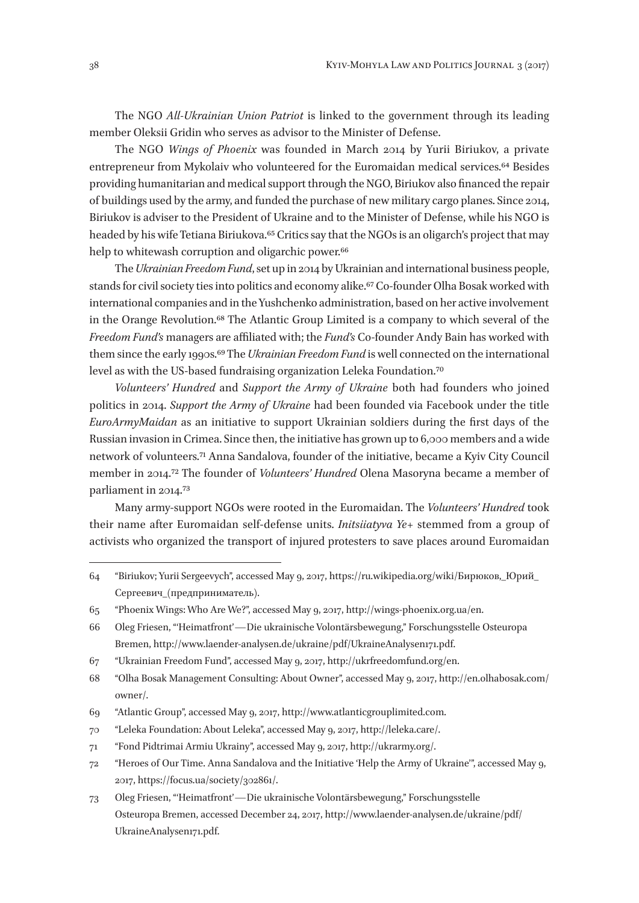The NGO *All-Ukrainian Union Patriot* is linked to the government through its leading member Oleksii Gridin who serves as advisor to the Minister of Defense.

The NGO *Wings of Phoenix* was founded in March 2014 by Yurii Biriukov, a private entrepreneur from Mykolaiv who volunteered for the Euromaidan medical services.[64] Besides providing humanitarian and medical support through the NGO, Biriukov also financed the repair of buildings used by the army, and funded the purchase of new military cargo planes. Since 2014, Biriukov is adviser to the President of Ukraine and to the Minister of Defense, while his NGO is headed by his wife Tetiana Biriukova.[65] Critics say that the NGOs is an oligarch's project that may help to whitewash corruption and oligarchic power.[66]

The *Ukrainian Freedom Fund*, set up in 2014 by Ukrainian and international business people, stands for civil society ties into politics and economy alike.[67] Co-founder Olha Bosak worked with international companies and in the Yushchenko administration, based on her active involvement in the Orange Revolution.[68] The Atlantic Group Limited is a company to which several of the *Freedom Fund's* managers are affiliated with; the *Fund's* Co-founder Andy Bain has worked with them since the early 1990s.[69] The *Ukrainian Freedom Fund* is well connected on the international level as with the US-based fundraising organization Leleka Foundation.[70]

*Volunteers' Hundred* and *Support the Army of Ukraine* both had founders who joined politics in 2014. *Support the Army of Ukraine* had been founded via Facebook under the title *EuroArmyMaidan* as an initiative to support Ukrainian soldiers during the first days of the Russian invasion in Crimea. Since then, the initiative has grown up to 6,000 members and a wide network of volunteers.[71] Anna Sandalova, founder of the initiative, became a Kyiv City Council member in 2014.[72] The founder of *Volunteers' Hundred* Olena Masoryna became a member of parliament in 2014.[73]

Many army-support NGOs were rooted in the Euromaidan. The *Volunteers' Hundred* took their name after Euromaidan self-defense units. *Initsiiatyva Ye+* stemmed from a group of activists who organized the transport of injured protesters to save places around Euromaidan

---

64 "Biriukov; Yurii Sergeevych", accessed May 9, 2017, https://ru.wikipedia.org/wiki/Бирюков,_Юрий_Сергеевич_(предприниматель).

65 "Phoenix Wings: Who Are We?", accessed May 9, 2017, http://wings-phoenix.org.ua/en.

66 Oleg Friesen, "'Heimatfront' — Die ukrainische Volontärsbewegung," Forschungsstelle Osteuropa Bremen, http://www.laender-analysen.de/ukraine/pdf/UkraineAnalysen171.pdf.

67 "Ukrainian Freedom Fund", accessed May 9, 2017, http://ukrfreedomfund.org/en.

68 "Olha Bosak Management Consulting: About Owner", accessed May 9, 2017, http://en.olhabosak.com/owner/.

69 "Atlantic Group", accessed May 9, 2017, http://www.atlanticgrouplimited.com.

70 "Leleka Foundation: About Leleka", accessed May 9, 2017, http://leleka.care/.

71 "Fond Pidtrimai Armiu Ukrainy", accessed May 9, 2017, http://ukrarmy.org/.

72 "Heroes of Our Time. Anna Sandalova and the Initiative 'Help the Army of Ukraine'", accessed May 9, 2017, https://focus.ua/society/302861/.

73 Oleg Friesen, "'Heimatfront' — Die ukrainische Volontärsbewegung," Forschungsstelle Osteuropa Bremen, accessed December 24, 2017, http://www.laender-analysen.de/ukraine/pdf/UkraineAnalysen171.pdf.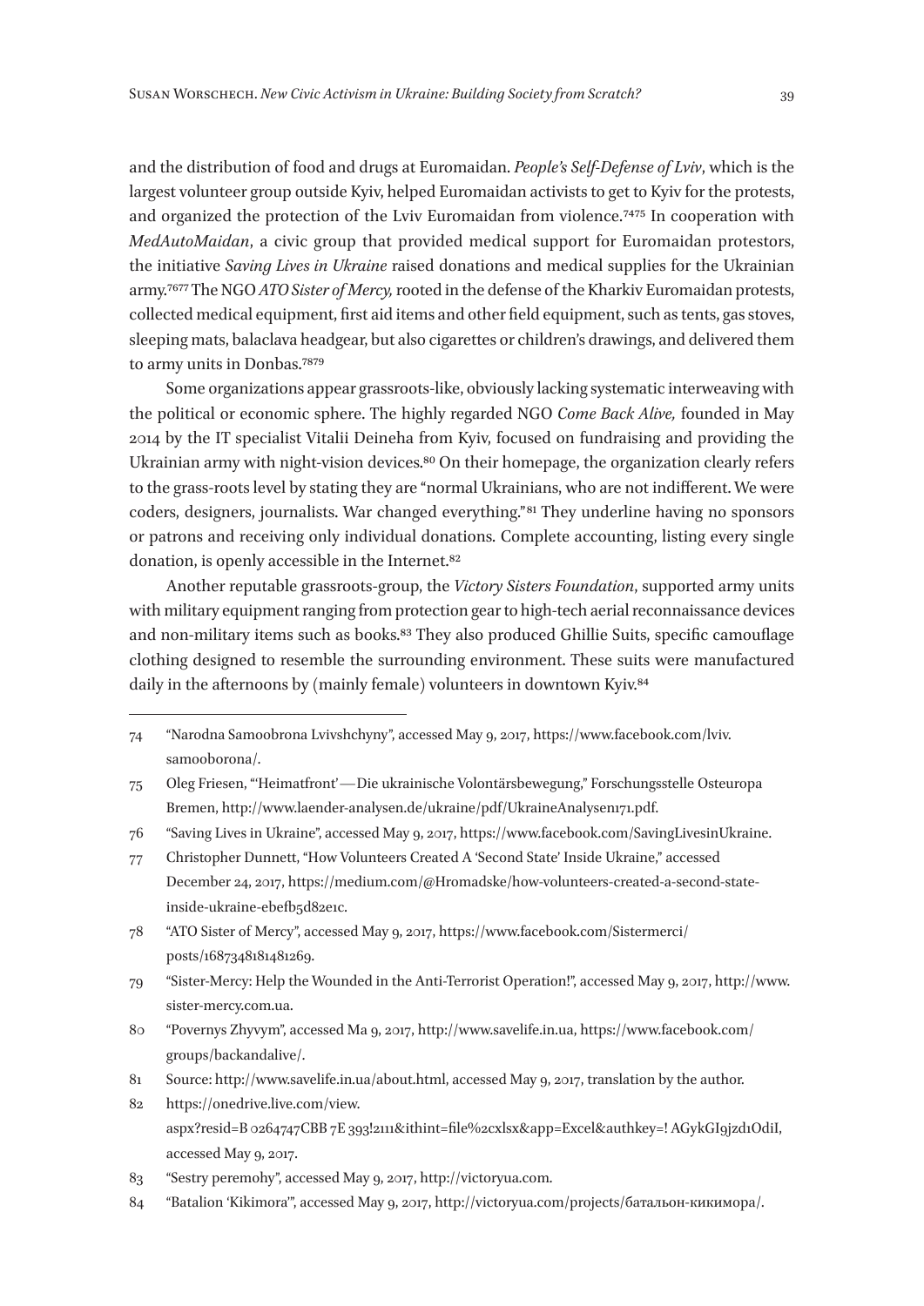and the distribution of food and drugs at Euromaidan. *People's Self-Defense of Lviv*, which is the largest volunteer group outside Kyiv, helped Euromaidan activists to get to Kyiv for the protests, and organized the protection of the Lviv Euromaidan from violence.[74][75] In cooperation with *MedAutoMaidan*, a civic group that provided medical support for Euromaidan protestors, the initiative *Saving Lives in Ukraine* raised donations and medical supplies for the Ukrainian army.[76][77] The NGO *ATO Sister of Mercy,* rooted in the defense of the Kharkiv Euromaidan protests, collected medical equipment, first aid items and other field equipment, such as tents, gas stoves, sleeping mats, balaclava headgear, but also cigarettes or children's drawings, and delivered them to army units in Donbas.[78][79]

Some organizations appear grassroots-like, obviously lacking systematic interweaving with the political or economic sphere. The highly regarded NGO *Come Back Alive,* founded in May 2014 by the IT specialist Vitalii Deineha from Kyiv, focused on fundraising and providing the Ukrainian army with night-vision devices.[80] On their homepage, the organization clearly refers to the grass-roots level by stating they are "normal Ukrainians, who are not indifferent. We were coders, designers, journalists. War changed everything."[81] They underline having no sponsors or patrons and receiving only individual donations. Complete accounting, listing every single donation, is openly accessible in the Internet.[82]

Another reputable grassroots-group, the *Victory Sisters Foundation*, supported army units with military equipment ranging from protection gear to high-tech aerial reconnaissance devices and non-military items such as books.[83] They also produced Ghillie Suits, specific camouflage clothing designed to resemble the surrounding environment. These suits were manufactured daily in the afternoons by (mainly female) volunteers in downtown Kyiv.[84]

---

74 "Narodna Samoobrona Lvivshchyny", accessed May 9, 2017, https://www.facebook.com/lviv.samooborona/.

75 Oleg Friesen, "'Heimatfront' — Die ukrainische Volontärsbewegung," Forschungsstelle Osteuropa Bremen, http://www.laender-analysen.de/ukraine/pdf/UkraineAnalysen171.pdf.

76 "Saving Lives in Ukraine", accessed May 9, 2017, https://www.facebook.com/SavingLivesinUkraine.

77 Christopher Dunnett, "How Volunteers Created A 'Second State' Inside Ukraine," accessed December 24, 2017, https://medium.com/@Hromadske/how-volunteers-created-a-second-state-inside-ukraine-ebefb5d82e1c.

78 "ATO Sister of Mercy", accessed May 9, 2017, https://www.facebook.com/Sistermerci/posts/1687348181481269.

79 "Sister-Mercy: Help the Wounded in the Anti-Terrorist Operation!", accessed May 9, 2017, http://www.sister-mercy.com.ua.

80 "Povernys Zhyvym", accessed Ma 9, 2017, http://www.savelife.in.ua, https://www.facebook.com/groups/backandalive/.

81 Source: http://www.savelife.in.ua/about.html, accessed May 9, 2017, translation by the author.

82 https://onedrive.live.com/view.aspx?resid=B 0264747CBB 7E 393!2111&ithint=file%2cxlsx&app=Excel&authkey=! AGykGI9jzd1OdiI, accessed May 9, 2017.

83 "Sestry peremohy", accessed May 9, 2017, http://victoryua.com.

84 "Batalion 'Kikimora'", accessed May 9, 2017, http://victoryua.com/projects/батальон-кикимора/.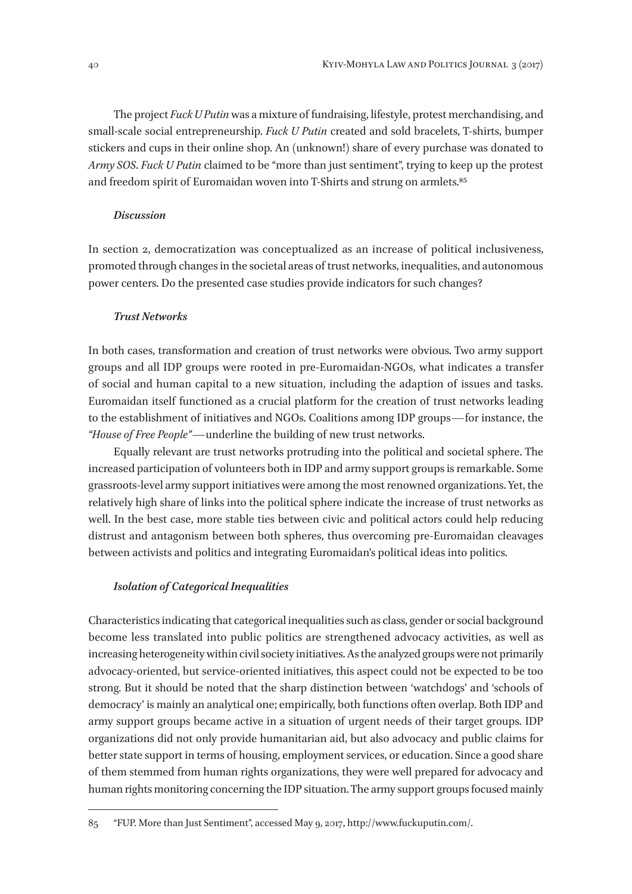The project *Fuck U Putin* was a mixture of fundraising, lifestyle, protest merchandising, and small-scale social entrepreneurship. *Fuck U Putin* created and sold bracelets, T-shirts, bumper stickers and cups in their online shop. An (unknown!) share of every purchase was donated to *Army SOS*. *Fuck U Putin* claimed to be "more than just sentiment", trying to keep up the protest and freedom spirit of Euromaidan woven into T-Shirts and strung on armlets.[85]

### *Discussion*

In section 2, democratization was conceptualized as an increase of political inclusiveness, promoted through changes in the societal areas of trust networks, inequalities, and autonomous power centers. Do the presented case studies provide indicators for such changes?

#### *Trust Networks*

In both cases, transformation and creation of trust networks were obvious. Two army support groups and all IDP groups were rooted in pre-Euromaidan-NGOs, what indicates a transfer of social and human capital to a new situation, including the adaption of issues and tasks. Euromaidan itself functioned as a crucial platform for the creation of trust networks leading to the establishment of initiatives and NGOs. Coalitions among IDP groups—for instance, the *"House of Free People"*—underline the building of new trust networks.

Equally relevant are trust networks protruding into the political and societal sphere. The increased participation of volunteers both in IDP and army support groups is remarkable. Some grassroots-level army support initiatives were among the most renowned organizations. Yet, the relatively high share of links into the political sphere indicate the increase of trust networks as well. In the best case, more stable ties between civic and political actors could help reducing distrust and antagonism between both spheres, thus overcoming pre-Euromaidan cleavages between activists and politics and integrating Euromaidan's political ideas into politics.

#### *Isolation of Categorical Inequalities*

Characteristics indicating that categorical inequalities such as class, gender or social background become less translated into public politics are strengthened advocacy activities, as well as increasing heterogeneity within civil society initiatives. As the analyzed groups were not primarily advocacy-oriented, but service-oriented initiatives, this aspect could not be expected to be too strong. But it should be noted that the sharp distinction between 'watchdogs' and 'schools of democracy' is mainly an analytical one; empirically, both functions often overlap. Both IDP and army support groups became active in a situation of urgent needs of their target groups. IDP organizations did not only provide humanitarian aid, but also advocacy and public claims for better state support in terms of housing, employment services, or education. Since a good share of them stemmed from human rights organizations, they were well prepared for advocacy and human rights monitoring concerning the IDP situation. The army support groups focused mainly

---

85 "FUP. More than Just Sentiment", accessed May 9, 2017, http://www.fuckuputin.com/.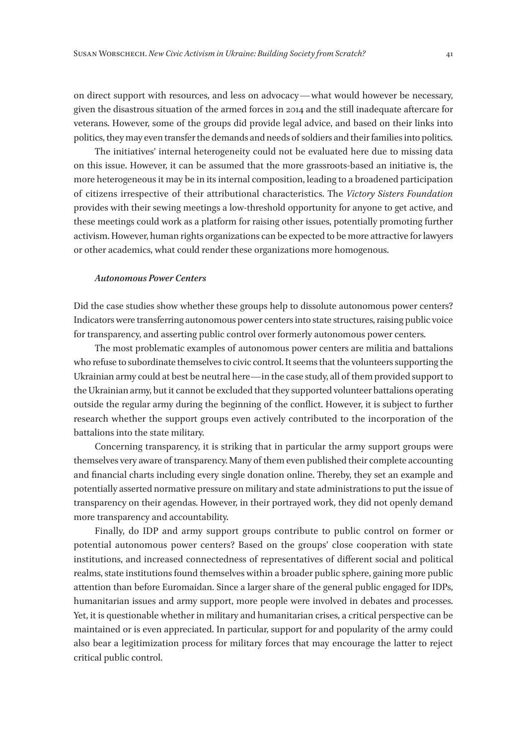on direct support with resources, and less on advocacy—what would however be necessary, given the disastrous situation of the armed forces in 2014 and the still inadequate aftercare for veterans. However, some of the groups did provide legal advice, and based on their links into politics, they may even transfer the demands and needs of soldiers and their families into politics.

The initiatives' internal heterogeneity could not be evaluated here due to missing data on this issue. However, it can be assumed that the more grassroots-based an initiative is, the more heterogeneous it may be in its internal composition, leading to a broadened participation of citizens irrespective of their attributional characteristics. The *Victory Sisters Foundation* provides with their sewing meetings a low-threshold opportunity for anyone to get active, and these meetings could work as a platform for raising other issues, potentially promoting further activism. However, human rights organizations can be expected to be more attractive for lawyers or other academics, what could render these organizations more homogenous.

### *Autonomous Power Centers*

Did the case studies show whether these groups help to dissolute autonomous power centers? Indicators were transferring autonomous power centers into state structures, raising public voice for transparency, and asserting public control over formerly autonomous power centers.

The most problematic examples of autonomous power centers are militia and battalions who refuse to subordinate themselves to civic control. It seems that the volunteers supporting the Ukrainian army could at best be neutral here—in the case study, all of them provided support to the Ukrainian army, but it cannot be excluded that they supported volunteer battalions operating outside the regular army during the beginning of the conflict. However, it is subject to further research whether the support groups even actively contributed to the incorporation of the battalions into the state military.

Concerning transparency, it is striking that in particular the army support groups were themselves very aware of transparency. Many of them even published their complete accounting and financial charts including every single donation online. Thereby, they set an example and potentially asserted normative pressure on military and state administrations to put the issue of transparency on their agendas. However, in their portrayed work, they did not openly demand more transparency and accountability.

Finally, do IDP and army support groups contribute to public control on former or potential autonomous power centers? Based on the groups' close cooperation with state institutions, and increased connectedness of representatives of different social and political realms, state institutions found themselves within a broader public sphere, gaining more public attention than before Euromaidan. Since a larger share of the general public engaged for IDPs, humanitarian issues and army support, more people were involved in debates and processes. Yet, it is questionable whether in military and humanitarian crises, a critical perspective can be maintained or is even appreciated. In particular, support for and popularity of the army could also bear a legitimization process for military forces that may encourage the latter to reject critical public control.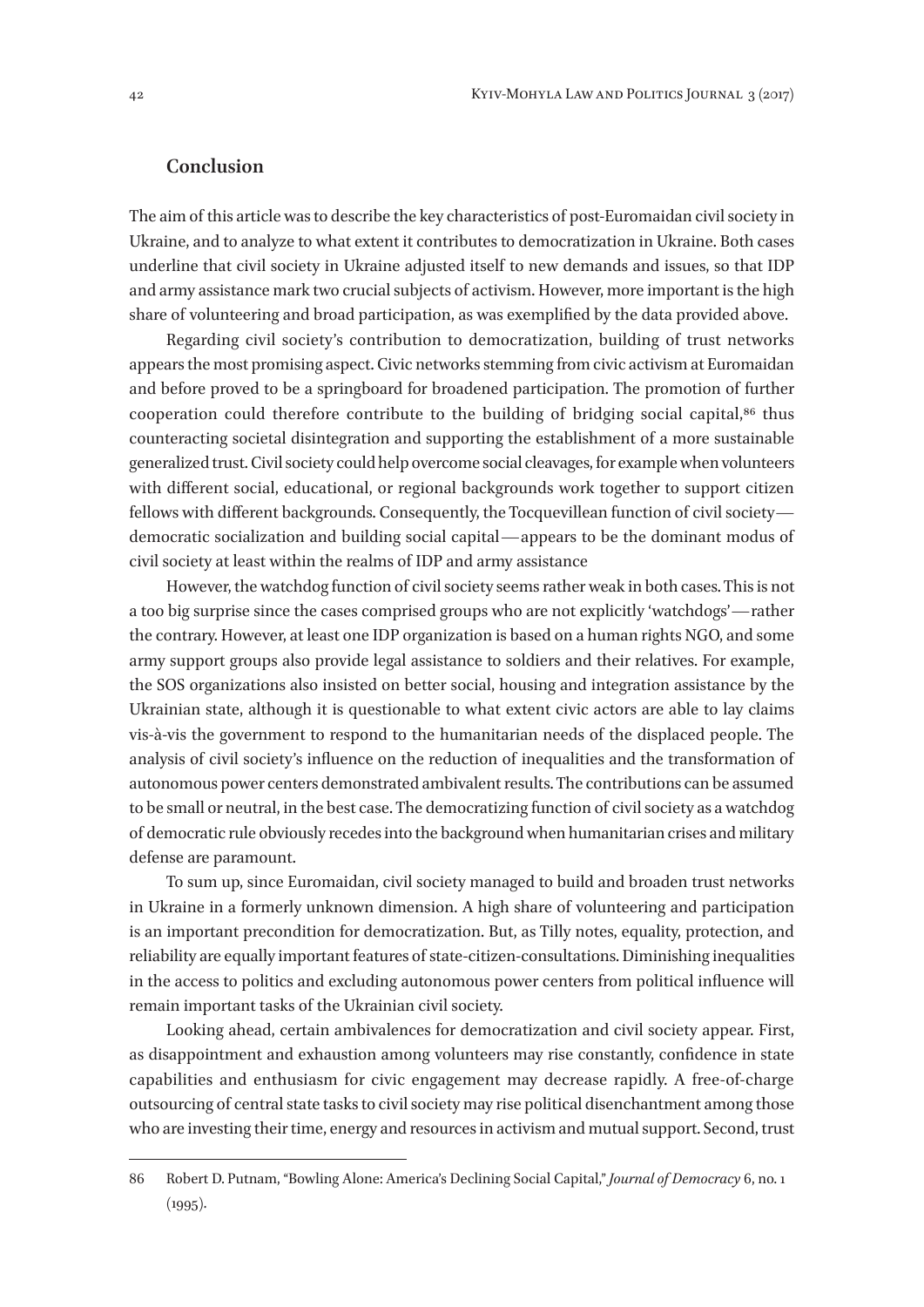## Conclusion

The aim of this article was to describe the key characteristics of post-Euromaidan civil society in Ukraine, and to analyze to what extent it contributes to democratization in Ukraine. Both cases underline that civil society in Ukraine adjusted itself to new demands and issues, so that IDP and army assistance mark two crucial subjects of activism. However, more important is the high share of volunteering and broad participation, as was exemplified by the data provided above.

Regarding civil society's contribution to democratization, building of trust networks appears the most promising aspect. Civic networks stemming from civic activism at Euromaidan and before proved to be a springboard for broadened participation. The promotion of further cooperation could therefore contribute to the building of bridging social capital,[86] thus counteracting societal disintegration and supporting the establishment of a more sustainable generalized trust. Civil society could help overcome social cleavages, for example when volunteers with different social, educational, or regional backgrounds work together to support citizen fellows with different backgrounds. Consequently, the Tocquevillean function of civil society—democratic socialization and building social capital—appears to be the dominant modus of civil society at least within the realms of IDP and army assistance

However, the watchdog function of civil society seems rather weak in both cases. This is not a too big surprise since the cases comprised groups who are not explicitly 'watchdogs'—rather the contrary. However, at least one IDP organization is based on a human rights NGO, and some army support groups also provide legal assistance to soldiers and their relatives. For example, the SOS organizations also insisted on better social, housing and integration assistance by the Ukrainian state, although it is questionable to what extent civic actors are able to lay claims vis-à-vis the government to respond to the humanitarian needs of the displaced people. The analysis of civil society's influence on the reduction of inequalities and the transformation of autonomous power centers demonstrated ambivalent results. The contributions can be assumed to be small or neutral, in the best case. The democratizing function of civil society as a watchdog of democratic rule obviously recedes into the background when humanitarian crises and military defense are paramount.

To sum up, since Euromaidan, civil society managed to build and broaden trust networks in Ukraine in a formerly unknown dimension. A high share of volunteering and participation is an important precondition for democratization. But, as Tilly notes, equality, protection, and reliability are equally important features of state-citizen-consultations. Diminishing inequalities in the access to politics and excluding autonomous power centers from political influence will remain important tasks of the Ukrainian civil society.

Looking ahead, certain ambivalences for democratization and civil society appear. First, as disappointment and exhaustion among volunteers may rise constantly, confidence in state capabilities and enthusiasm for civic engagement may decrease rapidly. A free-of-charge outsourcing of central state tasks to civil society may rise political disenchantment among those who are investing their time, energy and resources in activism and mutual support. Second, trust

86 Robert D. Putnam, "Bowling Alone: America's Declining Social Capital," *Journal of Democracy* 6, no. 1 (1995).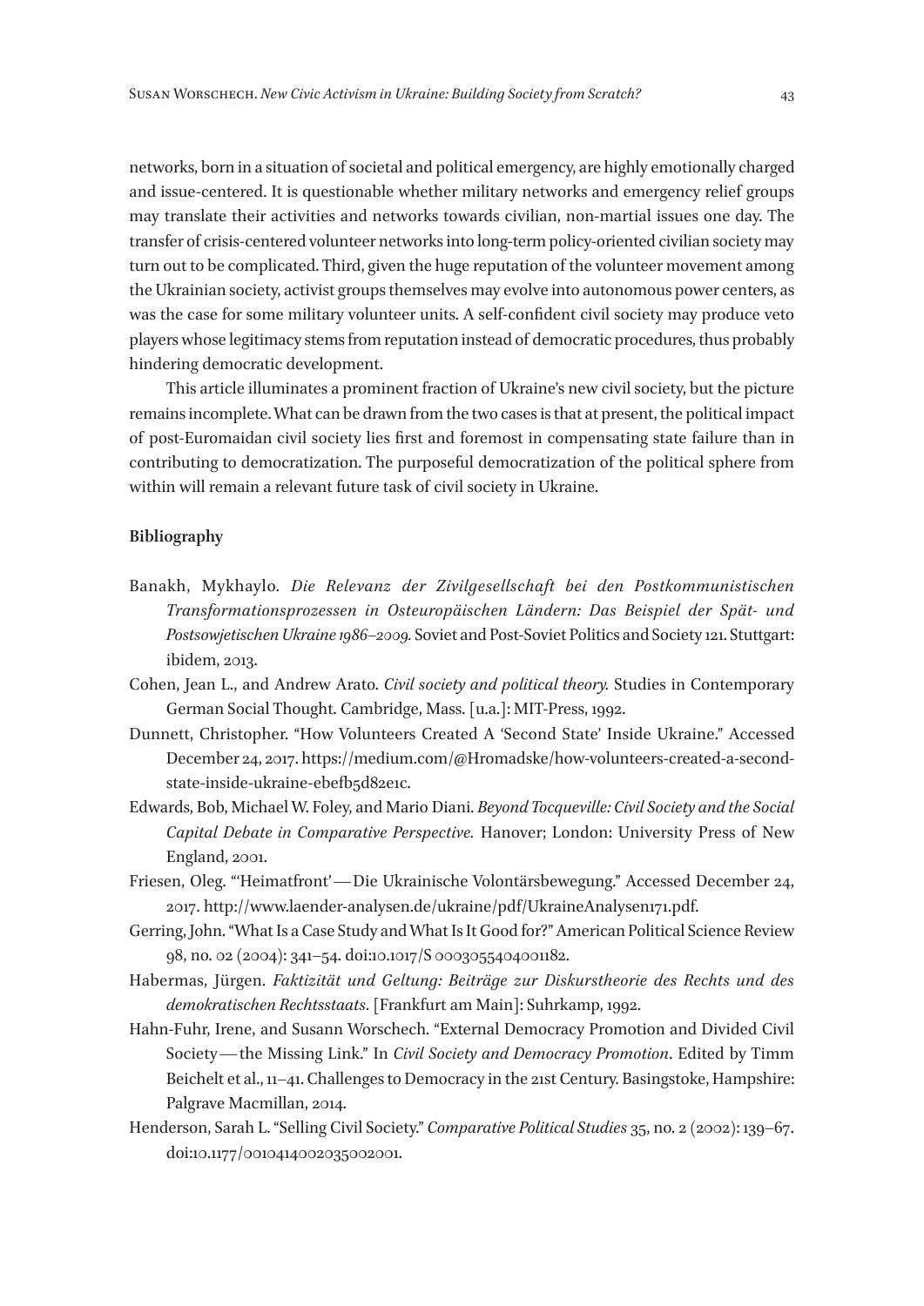networks, born in a situation of societal and political emergency, are highly emotionally charged and issue-centered. It is questionable whether military networks and emergency relief groups may translate their activities and networks towards civilian, non-martial issues one day. The transfer of crisis-centered volunteer networks into long-term policy-oriented civilian society may turn out to be complicated. Third, given the huge reputation of the volunteer movement among the Ukrainian society, activist groups themselves may evolve into autonomous power centers, as was the case for some military volunteer units. A self-confident civil society may produce veto players whose legitimacy stems from reputation instead of democratic procedures, thus probably hindering democratic development.

This article illuminates a prominent fraction of Ukraine's new civil society, but the picture remains incomplete. What can be drawn from the two cases is that at present, the political impact of post-Euromaidan civil society lies first and foremost in compensating state failure than in contributing to democratization. The purposeful democratization of the political sphere from within will remain a relevant future task of civil society in Ukraine.

**Bibliography**

- Banakh, Mykhaylo. *Die Relevanz der Zivilgesellschaft bei den Postkommunistischen Transformationsprozessen in Osteuropäischen Ländern: Das Beispiel der Spät- und Postsowjetischen Ukraine 1986–2009.* Soviet and Post-Soviet Politics and Society 121. Stuttgart: ibidem, 2013.
- Cohen, Jean L., and Andrew Arato. *Civil society and political theory.* Studies in Contemporary German Social Thought. Cambridge, Mass. [u.a.]: MIT-Press, 1992.
- Dunnett, Christopher. "How Volunteers Created A 'Second State' Inside Ukraine." Accessed December 24, 2017. https://medium.com/@Hromadske/how-volunteers-created-a-second-state-inside-ukraine-ebefb5d82e1c.
- Edwards, Bob, Michael W. Foley, and Mario Diani. *Beyond Tocqueville: Civil Society and the Social Capital Debate in Comparative Perspective.* Hanover; London: University Press of New England, 2001.
- Friesen, Oleg. "'Heimatfront' — Die Ukrainische Volontärsbewegung." Accessed December 24, 2017. http://www.laender-analysen.de/ukraine/pdf/UkraineAnalysen171.pdf.
- Gerring, John. "What Is a Case Study and What Is It Good for?" American Political Science Review 98, no. 02 (2004): 341–54. doi:10.1017/S 0003055404001182.
- Habermas, Jürgen. *Faktizität und Geltung: Beiträge zur Diskurstheorie des Rechts und des demokratischen Rechtsstaats.* [Frankfurt am Main]: Suhrkamp, 1992.
- Hahn-Fuhr, Irene, and Susann Worschech. "External Democracy Promotion and Divided Civil Society — the Missing Link." In *Civil Society and Democracy Promotion*. Edited by Timm Beichelt et al., 11–41. Challenges to Democracy in the 21st Century. Basingstoke, Hampshire: Palgrave Macmillan, 2014.
- Henderson, Sarah L. "Selling Civil Society." *Comparative Political Studies* 35, no. 2 (2002): 139–67. doi:10.1177/0010414002035002001.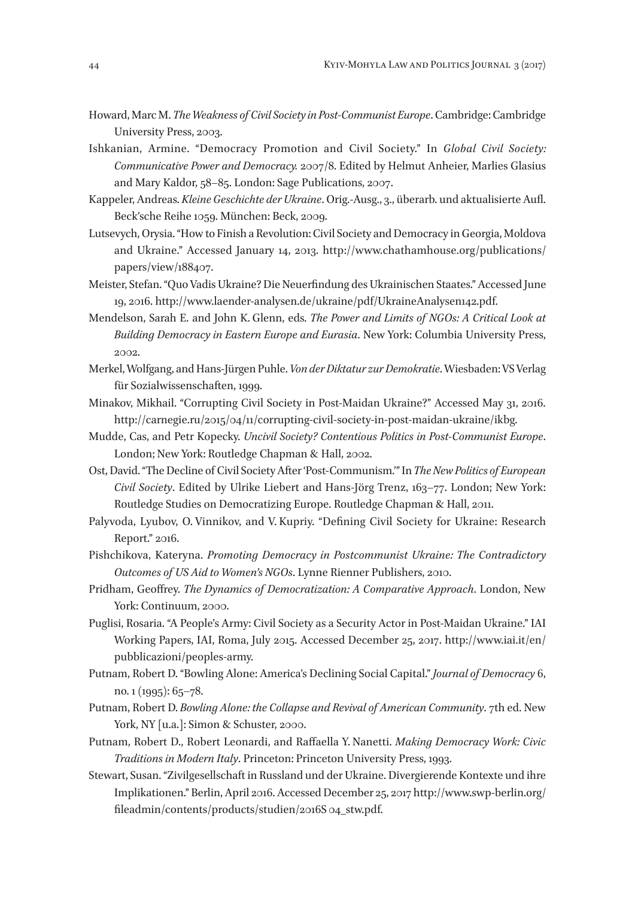Howard, Marc M. *The Weakness of Civil Society in Post-Communist Europe*. Cambridge: Cambridge University Press, 2003.

Ishkanian, Armine. "Democracy Promotion and Civil Society." In *Global Civil Society: Communicative Power and Democracy.* 2007/8. Edited by Helmut Anheier, Marlies Glasius and Mary Kaldor, 58–85. London: Sage Publications, 2007.

Kappeler, Andreas. *Kleine Geschichte der Ukraine*. Orig.-Ausg., 3., überarb. und aktualisierte Aufl. Beck'sche Reihe 1059. München: Beck, 2009.

Lutsevych, Orysia. "How to Finish a Revolution: Civil Society and Democracy in Georgia, Moldova and Ukraine." Accessed January 14, 2013. http://www.chathamhouse.org/publications/papers/view/188407.

Meister, Stefan. "Quo Vadis Ukraine? Die Neuerfindung des Ukrainischen Staates." Accessed June 19, 2016. http://www.laender-analysen.de/ukraine/pdf/UkraineAnalysen142.pdf.

Mendelson, Sarah E. and John K. Glenn, eds. *The Power and Limits of NGOs: A Critical Look at Building Democracy in Eastern Europe and Eurasia*. New York: Columbia University Press, 2002.

Merkel, Wolfgang, and Hans-Jürgen Puhle. *Von der Diktatur zur Demokratie*. Wiesbaden: VS Verlag für Sozialwissenschaften, 1999.

Minakov, Mikhail. "Corrupting Civil Society in Post-Maidan Ukraine?" Accessed May 31, 2016. http://carnegie.ru/2015/04/11/corrupting-civil-society-in-post-maidan-ukraine/ikbg.

Mudde, Cas, and Petr Kopecky. *Uncivil Society? Contentious Politics in Post-Communist Europe*. London; New York: Routledge Chapman & Hall, 2002.

Ost, David. "The Decline of Civil Society After 'Post-Communism.'" In *The New Politics of European Civil Society*. Edited by Ulrike Liebert and Hans-Jörg Trenz, 163–77. London; New York: Routledge Studies on Democratizing Europe. Routledge Chapman & Hall, 2011.

Palyvoda, Lyubov, O. Vinnikov, and V. Kupriy. "Defining Civil Society for Ukraine: Research Report." 2016.

Pishchikova, Kateryna. *Promoting Democracy in Postcommunist Ukraine: The Contradictory Outcomes of US Aid to Women's NGOs*. Lynne Rienner Publishers, 2010.

Pridham, Geoffrey. *The Dynamics of Democratization: A Comparative Approach*. London, New York: Continuum, 2000.

Puglisi, Rosaria. "A People's Army: Civil Society as a Security Actor in Post-Maidan Ukraine." IAI Working Papers, IAI, Roma, July 2015. Accessed December 25, 2017. http://www.iai.it/en/pubblicazioni/peoples-army.

Putnam, Robert D. "Bowling Alone: America's Declining Social Capital." *Journal of Democracy* 6, no. 1 (1995): 65–78.

Putnam, Robert D. *Bowling Alone: the Collapse and Revival of American Community*. 7th ed. New York, NY [u.a.]: Simon & Schuster, 2000.

Putnam, Robert D., Robert Leonardi, and Raffaella Y. Nanetti. *Making Democracy Work: Civic Traditions in Modern Italy*. Princeton: Princeton University Press, 1993.

Stewart, Susan. "Zivilgesellschaft in Russland und der Ukraine. Divergierende Kontexte und ihre Implikationen." Berlin, April 2016. Accessed December 25, 2017 http://www.swp-berlin.org/fileadmin/contents/products/studien/2016S 04_stw.pdf.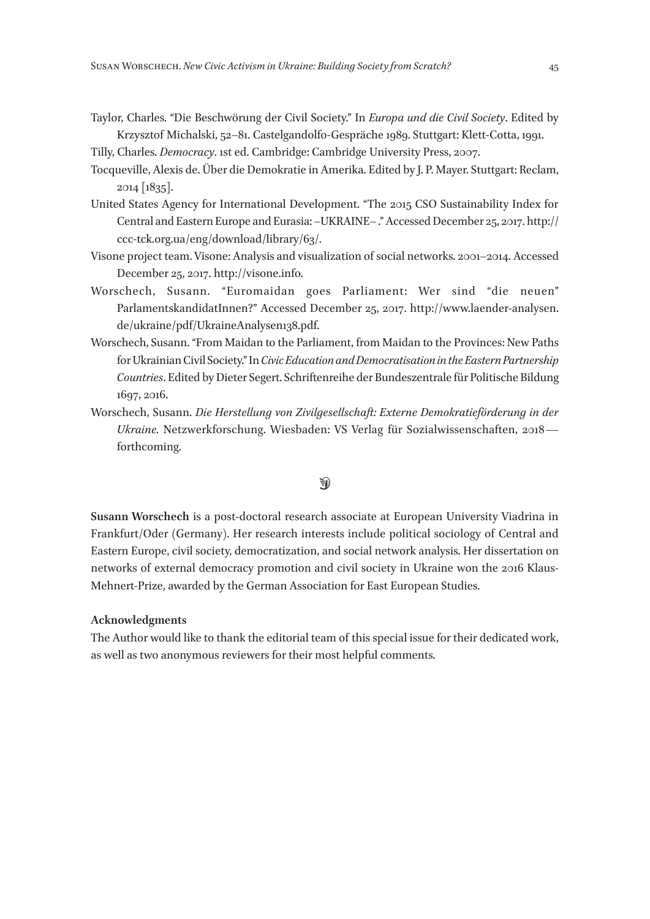Taylor, Charles. "Die Beschwörung der Civil Society." In *Europa und die Civil Society*. Edited by Krzysztof Michalski, 52–81. Castelgandolfo-Gespräche 1989. Stuttgart: Klett-Cotta, 1991.

Tilly, Charles. *Democracy*. 1st ed. Cambridge: Cambridge University Press, 2007.

Tocqueville, Alexis de. Über die Demokratie in Amerika. Edited by J. P. Mayer. Stuttgart: Reclam, 2014 [1835].

United States Agency for International Development. "The 2015 CSO Sustainability Index for Central and Eastern Europe and Eurasia: –UKRAINE– ." Accessed December 25, 2017. http://ccc-tck.org.ua/eng/download/library/63/.

Visone project team. Visone: Analysis and visualization of social networks. 2001–2014. Accessed December 25, 2017. http://visone.info.

Worschech, Susann. "Euromaidan goes Parliament: Wer sind "die neuen" ParlamentskandidatInnen?" Accessed December 25, 2017. http://www.laender-analysen.de/ukraine/pdf/UkraineAnalysen138.pdf.

Worschech, Susann. "From Maidan to the Parliament, from Maidan to the Provinces: New Paths for Ukrainian Civil Society." In *Civic Education and Democratisation in the Eastern Partnership Countries*. Edited by Dieter Segert. Schriftenreihe der Bundeszentrale für Politische Bildung 1697, 2016.

Worschech, Susann. *Die Herstellung von Zivilgesellschaft: Externe Demokratieförderung in der Ukraine*. Netzwerkforschung. Wiesbaden: VS Verlag für Sozialwissenschaften, 2018 — forthcoming.

**Susann Worschech** is a post-doctoral research associate at European University Viadrina in Frankfurt/Oder (Germany). Her research interests include political sociology of Central and Eastern Europe, civil society, democratization, and social network analysis. Her dissertation on networks of external democracy promotion and civil society in Ukraine won the 2016 Klaus-Mehnert-Prize, awarded by the German Association for East European Studies.

**Acknowledgments**

The Author would like to thank the editorial team of this special issue for their dedicated work, as well as two anonymous reviewers for their most helpful comments.